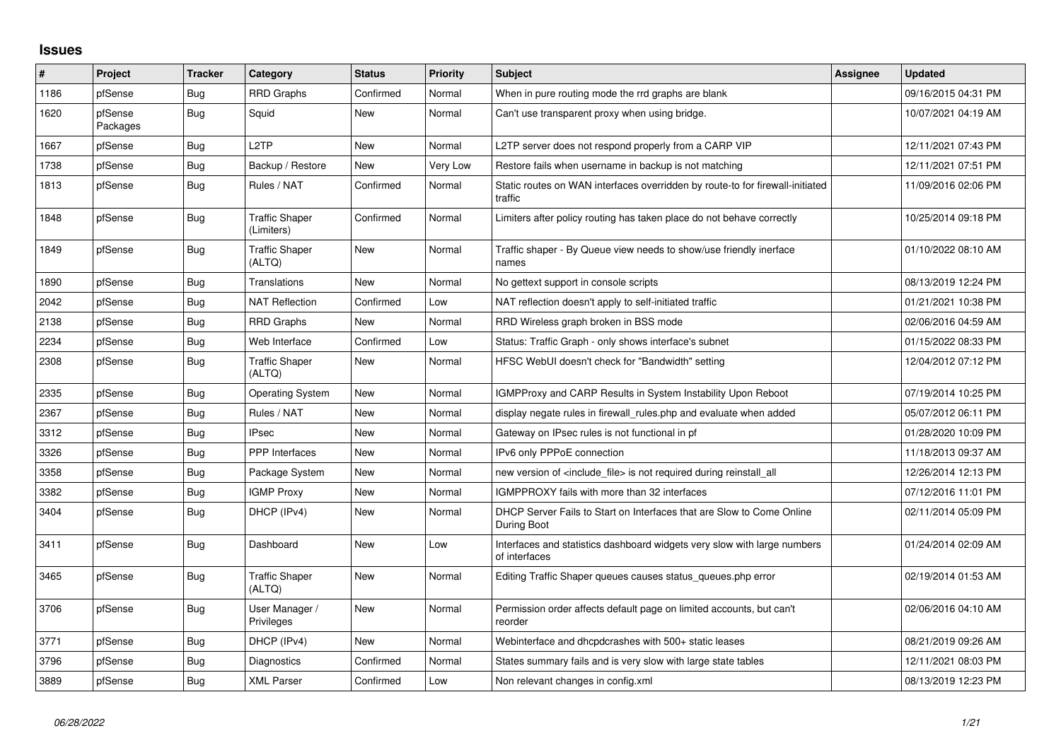# Issues

| # | Project | Tracker | Category | Status | Priority | Subject | Assignee | Updated |
|---|---|---|---|---|---|---|---|---|
| 1186 | pfSense | Bug | RRD Graphs | Confirmed | Normal | When in pure routing mode the rrd graphs are blank | | 09/16/2015 04:31 PM |
| 1620 | pfSense Packages | Bug | Squid | New | Normal | Can't use transparent proxy when using bridge. | | 10/07/2021 04:19 AM |
| 1667 | pfSense | Bug | L2TP | New | Normal | L2TP server does not respond properly from a CARP VIP | | 12/11/2021 07:43 PM |
| 1738 | pfSense | Bug | Backup / Restore | New | Very Low | Restore fails when username in backup is not matching | | 12/11/2021 07:51 PM |
| 1813 | pfSense | Bug | Rules / NAT | Confirmed | Normal | Static routes on WAN interfaces overridden by route-to for firewall-initiated traffic | | 11/09/2016 02:06 PM |
| 1848 | pfSense | Bug | Traffic Shaper (Limiters) | Confirmed | Normal | Limiters after policy routing has taken place do not behave correctly | | 10/25/2014 09:18 PM |
| 1849 | pfSense | Bug | Traffic Shaper (ALTQ) | New | Normal | Traffic shaper - By Queue view needs to show/use friendly inerface names | | 01/10/2022 08:10 AM |
| 1890 | pfSense | Bug | Translations | New | Normal | No gettext support in console scripts | | 08/13/2019 12:24 PM |
| 2042 | pfSense | Bug | NAT Reflection | Confirmed | Low | NAT reflection doesn't apply to self-initiated traffic | | 01/21/2021 10:38 PM |
| 2138 | pfSense | Bug | RRD Graphs | New | Normal | RRD Wireless graph broken in BSS mode | | 02/06/2016 04:59 AM |
| 2234 | pfSense | Bug | Web Interface | Confirmed | Low | Status: Traffic Graph - only shows interface's subnet | | 01/15/2022 08:33 PM |
| 2308 | pfSense | Bug | Traffic Shaper (ALTQ) | New | Normal | HFSC WebUI doesn't check for "Bandwidth" setting | | 12/04/2012 07:12 PM |
| 2335 | pfSense | Bug | Operating System | New | Normal | IGMPProxy and CARP Results in System Instability Upon Reboot | | 07/19/2014 10:25 PM |
| 2367 | pfSense | Bug | Rules / NAT | New | Normal | display negate rules in firewall_rules.php and evaluate when added | | 05/07/2012 06:11 PM |
| 3312 | pfSense | Bug | IPsec | New | Normal | Gateway on IPsec rules is not functional in pf | | 01/28/2020 10:09 PM |
| 3326 | pfSense | Bug | PPP Interfaces | New | Normal | IPv6 only PPPoE connection | | 11/18/2013 09:37 AM |
| 3358 | pfSense | Bug | Package System | New | Normal | new version of <include_file> is not required during reinstall_all | | 12/26/2014 12:13 PM |
| 3382 | pfSense | Bug | IGMP Proxy | New | Normal | IGMPPROXY fails with more than 32 interfaces | | 07/12/2016 11:01 PM |
| 3404 | pfSense | Bug | DHCP (IPv4) | New | Normal | DHCP Server Fails to Start on Interfaces that are Slow to Come Online During Boot | | 02/11/2014 05:09 PM |
| 3411 | pfSense | Bug | Dashboard | New | Low | Interfaces and statistics dashboard widgets very slow with large numbers of interfaces | | 01/24/2014 02:09 AM |
| 3465 | pfSense | Bug | Traffic Shaper (ALTQ) | New | Normal | Editing Traffic Shaper queues causes status_queues.php error | | 02/19/2014 01:53 AM |
| 3706 | pfSense | Bug | User Manager / Privileges | New | Normal | Permission order affects default page on limited accounts, but can't reorder | | 02/06/2016 04:10 AM |
| 3771 | pfSense | Bug | DHCP (IPv4) | New | Normal | Webinterface and dhcpdcrashes with 500+ static leases | | 08/21/2019 09:26 AM |
| 3796 | pfSense | Bug | Diagnostics | Confirmed | Normal | States summary fails and is very slow with large state tables | | 12/11/2021 08:03 PM |
| 3889 | pfSense | Bug | XML Parser | Confirmed | Low | Non relevant changes in config.xml | | 08/13/2019 12:23 PM |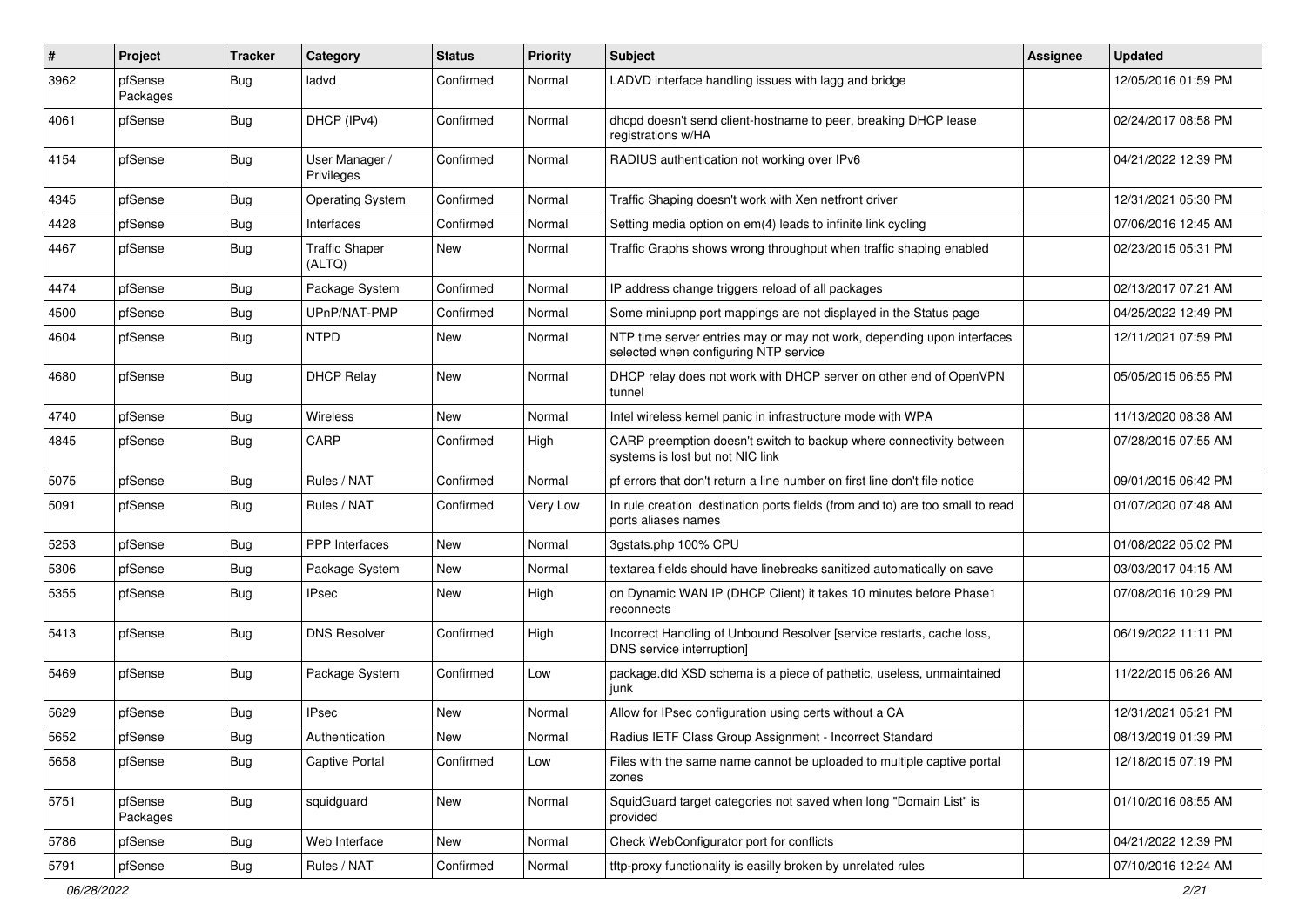| # | Project | Tracker | Category | Status | Priority | Subject | Assignee | Updated |
|---|---|---|---|---|---|---|---|---|
| 3962 | pfSense Packages | Bug | ladvd | Confirmed | Normal | LADVD interface handling issues with lagg and bridge | | 12/05/2016 01:59 PM |
| 4061 | pfSense | Bug | DHCP (IPv4) | Confirmed | Normal | dhcpd doesn't send client-hostname to peer, breaking DHCP lease registrations w/HA | | 02/24/2017 08:58 PM |
| 4154 | pfSense | Bug | User Manager / Privileges | Confirmed | Normal | RADIUS authentication not working over IPv6 | | 04/21/2022 12:39 PM |
| 4345 | pfSense | Bug | Operating System | Confirmed | Normal | Traffic Shaping doesn't work with Xen netfront driver | | 12/31/2021 05:30 PM |
| 4428 | pfSense | Bug | Interfaces | Confirmed | Normal | Setting media option on em(4) leads to infinite link cycling | | 07/06/2016 12:45 AM |
| 4467 | pfSense | Bug | Traffic Shaper (ALTQ) | New | Normal | Traffic Graphs shows wrong throughput when traffic shaping enabled | | 02/23/2015 05:31 PM |
| 4474 | pfSense | Bug | Package System | Confirmed | Normal | IP address change triggers reload of all packages | | 02/13/2017 07:21 AM |
| 4500 | pfSense | Bug | UPnP/NAT-PMP | Confirmed | Normal | Some miniupnp port mappings are not displayed in the Status page | | 04/25/2022 12:49 PM |
| 4604 | pfSense | Bug | NTPD | New | Normal | NTP time server entries may or may not work, depending upon interfaces selected when configuring NTP service | | 12/11/2021 07:59 PM |
| 4680 | pfSense | Bug | DHCP Relay | New | Normal | DHCP relay does not work with DHCP server on other end of OpenVPN tunnel | | 05/05/2015 06:55 PM |
| 4740 | pfSense | Bug | Wireless | New | Normal | Intel wireless kernel panic in infrastructure mode with WPA | | 11/13/2020 08:38 AM |
| 4845 | pfSense | Bug | CARP | Confirmed | High | CARP preemption doesn't switch to backup where connectivity between systems is lost but not NIC link | | 07/28/2015 07:55 AM |
| 5075 | pfSense | Bug | Rules / NAT | Confirmed | Normal | pf errors that don't return a line number on first line don't file notice | | 09/01/2015 06:42 PM |
| 5091 | pfSense | Bug | Rules / NAT | Confirmed | Very Low | In rule creation destination ports fields (from and to) are too small to read ports aliases names | | 01/07/2020 07:48 AM |
| 5253 | pfSense | Bug | PPP Interfaces | New | Normal | 3gstats.php 100% CPU | | 01/08/2022 05:02 PM |
| 5306 | pfSense | Bug | Package System | New | Normal | textarea fields should have linebreaks sanitized automatically on save | | 03/03/2017 04:15 AM |
| 5355 | pfSense | Bug | IPsec | New | High | on Dynamic WAN IP (DHCP Client) it takes 10 minutes before Phase1 reconnects | | 07/08/2016 10:29 PM |
| 5413 | pfSense | Bug | DNS Resolver | Confirmed | High | Incorrect Handling of Unbound Resolver [service restarts, cache loss, DNS service interruption] | | 06/19/2022 11:11 PM |
| 5469 | pfSense | Bug | Package System | Confirmed | Low | package.dtd XSD schema is a piece of pathetic, useless, unmaintained junk | | 11/22/2015 06:26 AM |
| 5629 | pfSense | Bug | IPsec | New | Normal | Allow for IPsec configuration using certs without a CA | | 12/31/2021 05:21 PM |
| 5652 | pfSense | Bug | Authentication | New | Normal | Radius IETF Class Group Assignment - Incorrect Standard | | 08/13/2019 01:39 PM |
| 5658 | pfSense | Bug | Captive Portal | Confirmed | Low | Files with the same name cannot be uploaded to multiple captive portal zones | | 12/18/2015 07:19 PM |
| 5751 | pfSense Packages | Bug | squidguard | New | Normal | SquidGuard target categories not saved when long "Domain List" is provided | | 01/10/2016 08:55 AM |
| 5786 | pfSense | Bug | Web Interface | New | Normal | Check WebConfigurator port for conflicts | | 04/21/2022 12:39 PM |
| 5791 | pfSense | Bug | Rules / NAT | Confirmed | Normal | tftp-proxy functionality is easilly broken by unrelated rules | | 07/10/2016 12:24 AM |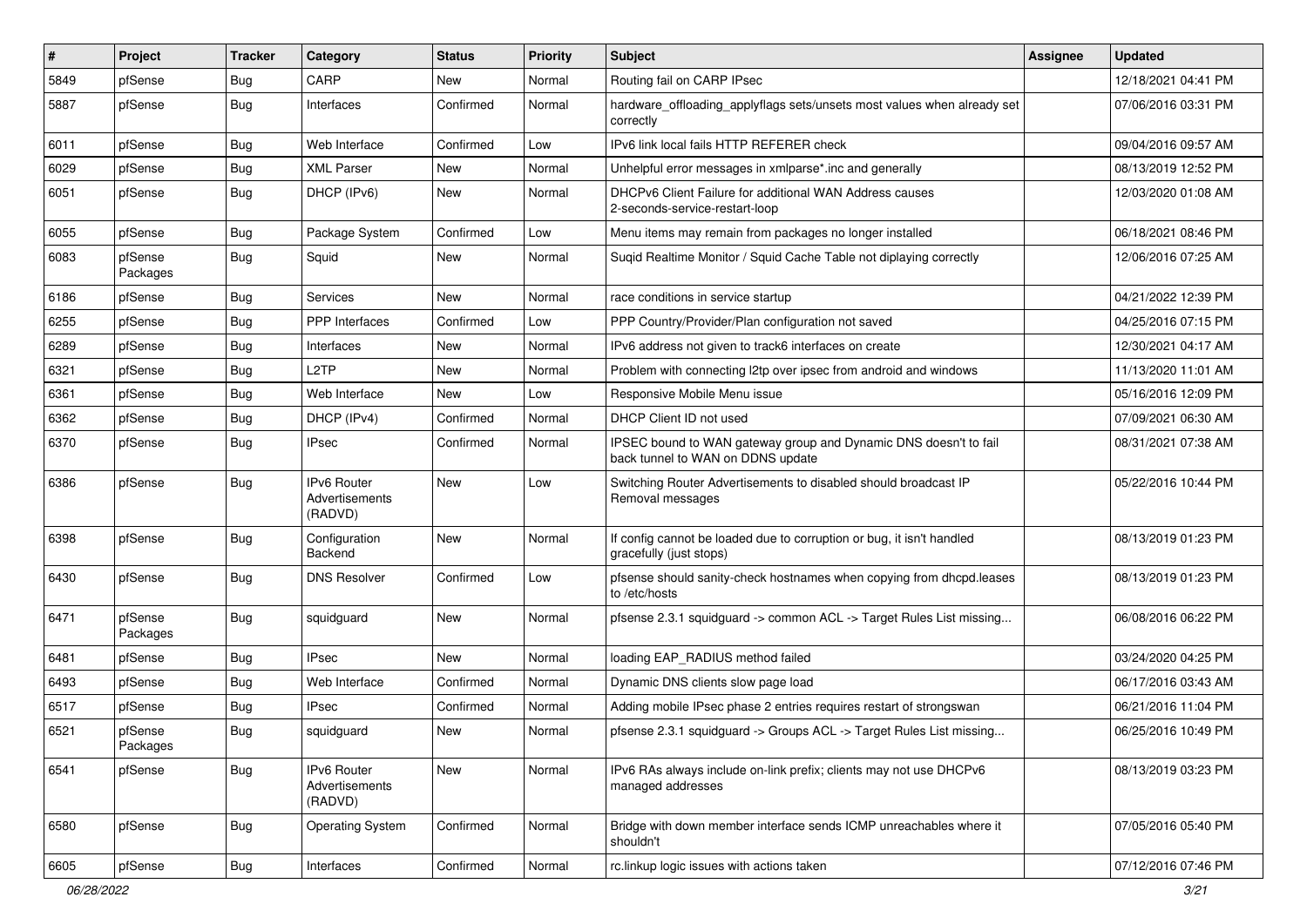| # | Project | Tracker | Category | Status | Priority | Subject | Assignee | Updated |
|---|---|---|---|---|---|---|---|---|
| 5849 | pfSense | Bug | CARP | New | Normal | Routing fail on CARP IPsec | | 12/18/2021 04:41 PM |
| 5887 | pfSense | Bug | Interfaces | Confirmed | Normal | hardware_offloading_applyflags sets/unsets most values when already set correctly | | 07/06/2016 03:31 PM |
| 6011 | pfSense | Bug | Web Interface | Confirmed | Low | IPv6 link local fails HTTP REFERER check | | 09/04/2016 09:57 AM |
| 6029 | pfSense | Bug | XML Parser | New | Normal | Unhelpful error messages in xmlparse*.inc and generally | | 08/13/2019 12:52 PM |
| 6051 | pfSense | Bug | DHCP (IPv6) | New | Normal | DHCPv6 Client Failure for additional WAN Address causes 2-seconds-service-restart-loop | | 12/03/2020 01:08 AM |
| 6055 | pfSense | Bug | Package System | Confirmed | Low | Menu items may remain from packages no longer installed | | 06/18/2021 08:46 PM |
| 6083 | pfSense Packages | Bug | Squid | New | Normal | Suqid Realtime Monitor / Squid Cache Table not diplaying correctly | | 12/06/2016 07:25 AM |
| 6186 | pfSense | Bug | Services | New | Normal | race conditions in service startup | | 04/21/2022 12:39 PM |
| 6255 | pfSense | Bug | PPP Interfaces | Confirmed | Low | PPP Country/Provider/Plan configuration not saved | | 04/25/2016 07:15 PM |
| 6289 | pfSense | Bug | Interfaces | New | Normal | IPv6 address not given to track6 interfaces on create | | 12/30/2021 04:17 AM |
| 6321 | pfSense | Bug | L2TP | New | Normal | Problem with connecting l2tp over ipsec from android and windows | | 11/13/2020 11:01 AM |
| 6361 | pfSense | Bug | Web Interface | New | Low | Responsive Mobile Menu issue | | 05/16/2016 12:09 PM |
| 6362 | pfSense | Bug | DHCP (IPv4) | Confirmed | Normal | DHCP Client ID not used | | 07/09/2021 06:30 AM |
| 6370 | pfSense | Bug | IPsec | Confirmed | Normal | IPSEC bound to WAN gateway group and Dynamic DNS doesn't to fail back tunnel to WAN on DDNS update | | 08/31/2021 07:38 AM |
| 6386 | pfSense | Bug | IPv6 Router Advertisements (RADVD) | New | Low | Switching Router Advertisements to disabled should broadcast IP Removal messages | | 05/22/2016 10:44 PM |
| 6398 | pfSense | Bug | Configuration Backend | New | Normal | If config cannot be loaded due to corruption or bug, it isn't handled gracefully (just stops) | | 08/13/2019 01:23 PM |
| 6430 | pfSense | Bug | DNS Resolver | Confirmed | Low | pfsense should sanity-check hostnames when copying from dhcpd.leases to /etc/hosts | | 08/13/2019 01:23 PM |
| 6471 | pfSense Packages | Bug | squidguard | New | Normal | pfsense 2.3.1 squidguard -> common ACL -> Target Rules List missing... | | 06/08/2016 06:22 PM |
| 6481 | pfSense | Bug | IPsec | New | Normal | loading EAP_RADIUS method failed | | 03/24/2020 04:25 PM |
| 6493 | pfSense | Bug | Web Interface | Confirmed | Normal | Dynamic DNS clients slow page load | | 06/17/2016 03:43 AM |
| 6517 | pfSense | Bug | IPsec | Confirmed | Normal | Adding mobile IPsec phase 2 entries requires restart of strongswan | | 06/21/2016 11:04 PM |
| 6521 | pfSense Packages | Bug | squidguard | New | Normal | pfsense 2.3.1 squidguard -> Groups ACL -> Target Rules List missing... | | 06/25/2016 10:49 PM |
| 6541 | pfSense | Bug | IPv6 Router Advertisements (RADVD) | New | Normal | IPv6 RAs always include on-link prefix; clients may not use DHCPv6 managed addresses | | 08/13/2019 03:23 PM |
| 6580 | pfSense | Bug | Operating System | Confirmed | Normal | Bridge with down member interface sends ICMP unreachables where it shouldn't | | 07/05/2016 05:40 PM |
| 6605 | pfSense | Bug | Interfaces | Confirmed | Normal | rc.linkup logic issues with actions taken | | 07/12/2016 07:46 PM |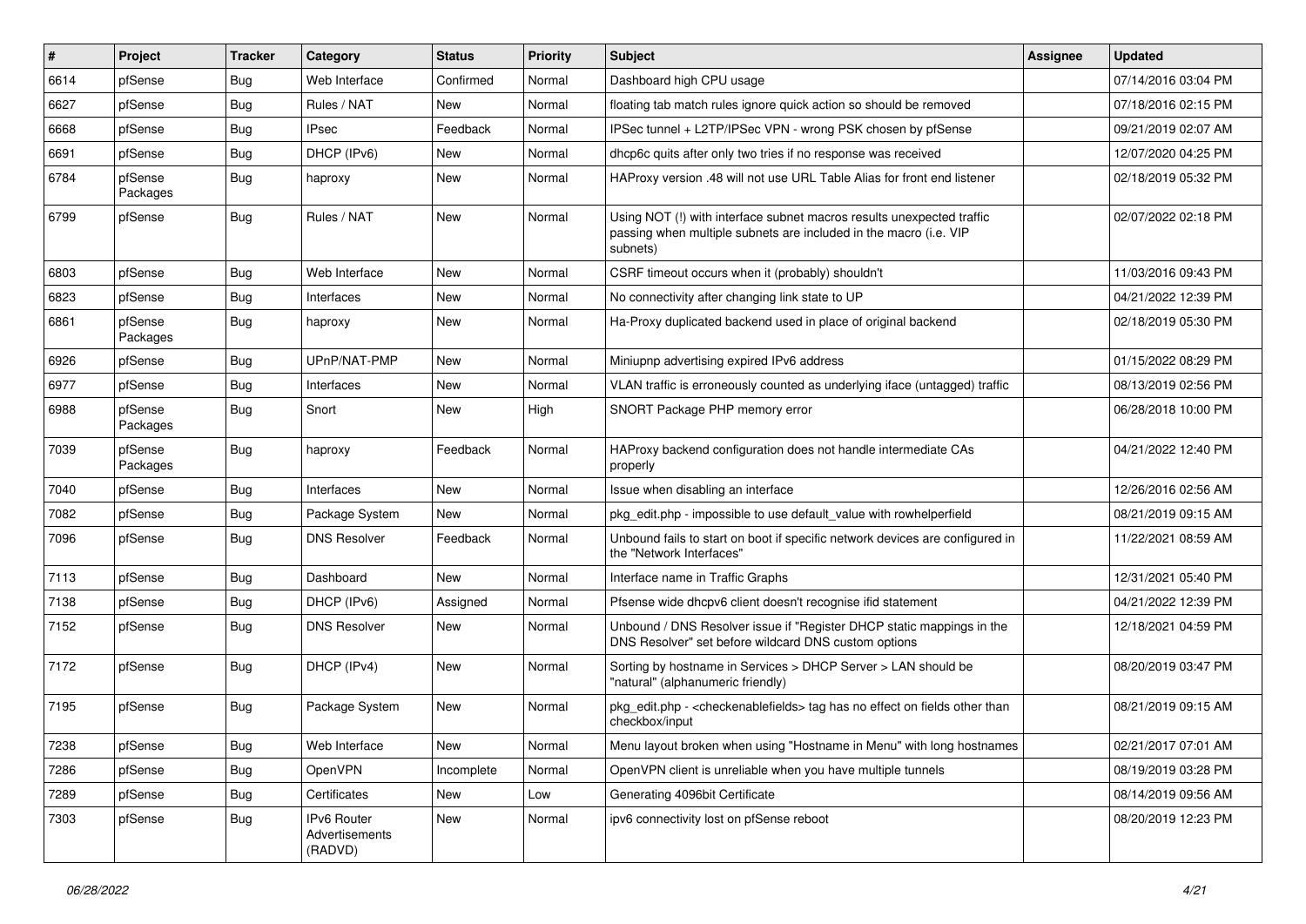| # | Project | Tracker | Category | Status | Priority | Subject | Assignee | Updated |
|---|---|---|---|---|---|---|---|---|
| 6614 | pfSense | Bug | Web Interface | Confirmed | Normal | Dashboard high CPU usage | | 07/14/2016 03:04 PM |
| 6627 | pfSense | Bug | Rules / NAT | New | Normal | floating tab match rules ignore quick action so should be removed | | 07/18/2016 02:15 PM |
| 6668 | pfSense | Bug | IPsec | Feedback | Normal | IPSec tunnel + L2TP/IPSec VPN - wrong PSK chosen by pfSense | | 09/21/2019 02:07 AM |
| 6691 | pfSense | Bug | DHCP (IPv6) | New | Normal | dhcp6c quits after only two tries if no response was received | | 12/07/2020 04:25 PM |
| 6784 | pfSense Packages | Bug | haproxy | New | Normal | HAProxy version .48 will not use URL Table Alias for front end listener | | 02/18/2019 05:32 PM |
| 6799 | pfSense | Bug | Rules / NAT | New | Normal | Using NOT (!) with interface subnet macros results unexpected traffic passing when multiple subnets are included in the macro (i.e. VIP subnets) | | 02/07/2022 02:18 PM |
| 6803 | pfSense | Bug | Web Interface | New | Normal | CSRF timeout occurs when it (probably) shouldn't | | 11/03/2016 09:43 PM |
| 6823 | pfSense | Bug | Interfaces | New | Normal | No connectivity after changing link state to UP | | 04/21/2022 12:39 PM |
| 6861 | pfSense Packages | Bug | haproxy | New | Normal | Ha-Proxy duplicated backend used in place of original backend | | 02/18/2019 05:30 PM |
| 6926 | pfSense | Bug | UPnP/NAT-PMP | New | Normal | Miniupnp advertising expired IPv6 address | | 01/15/2022 08:29 PM |
| 6977 | pfSense | Bug | Interfaces | New | Normal | VLAN traffic is erroneously counted as underlying iface (untagged) traffic | | 08/13/2019 02:56 PM |
| 6988 | pfSense Packages | Bug | Snort | New | High | SNORT Package PHP memory error | | 06/28/2018 10:00 PM |
| 7039 | pfSense Packages | Bug | haproxy | Feedback | Normal | HAProxy backend configuration does not handle intermediate CAs properly | | 04/21/2022 12:40 PM |
| 7040 | pfSense | Bug | Interfaces | New | Normal | Issue when disabling an interface | | 12/26/2016 02:56 AM |
| 7082 | pfSense | Bug | Package System | New | Normal | pkg_edit.php - impossible to use default_value with rowhelperfield | | 08/21/2019 09:15 AM |
| 7096 | pfSense | Bug | DNS Resolver | Feedback | Normal | Unbound fails to start on boot if specific network devices are configured in the "Network Interfaces" | | 11/22/2021 08:59 AM |
| 7113 | pfSense | Bug | Dashboard | New | Normal | Interface name in Traffic Graphs | | 12/31/2021 05:40 PM |
| 7138 | pfSense | Bug | DHCP (IPv6) | Assigned | Normal | Pfsense wide dhcpv6 client doesn't recognise ifid statement | | 04/21/2022 12:39 PM |
| 7152 | pfSense | Bug | DNS Resolver | New | Normal | Unbound / DNS Resolver issue if "Register DHCP static mappings in the DNS Resolver" set before wildcard DNS custom options | | 12/18/2021 04:59 PM |
| 7172 | pfSense | Bug | DHCP (IPv4) | New | Normal | Sorting by hostname in Services > DHCP Server > LAN should be "natural" (alphanumeric friendly) | | 08/20/2019 03:47 PM |
| 7195 | pfSense | Bug | Package System | New | Normal | pkg_edit.php - <checkenablefields> tag has no effect on fields other than checkbox/input | | 08/21/2019 09:15 AM |
| 7238 | pfSense | Bug | Web Interface | New | Normal | Menu layout broken when using "Hostname in Menu" with long hostnames | | 02/21/2017 07:01 AM |
| 7286 | pfSense | Bug | OpenVPN | Incomplete | Normal | OpenVPN client is unreliable when you have multiple tunnels | | 08/19/2019 03:28 PM |
| 7289 | pfSense | Bug | Certificates | New | Low | Generating 4096bit Certificate | | 08/14/2019 09:56 AM |
| 7303 | pfSense | Bug | IPv6 Router Advertisements (RADVD) | New | Normal | ipv6 connectivity lost on pfSense reboot | | 08/20/2019 12:23 PM |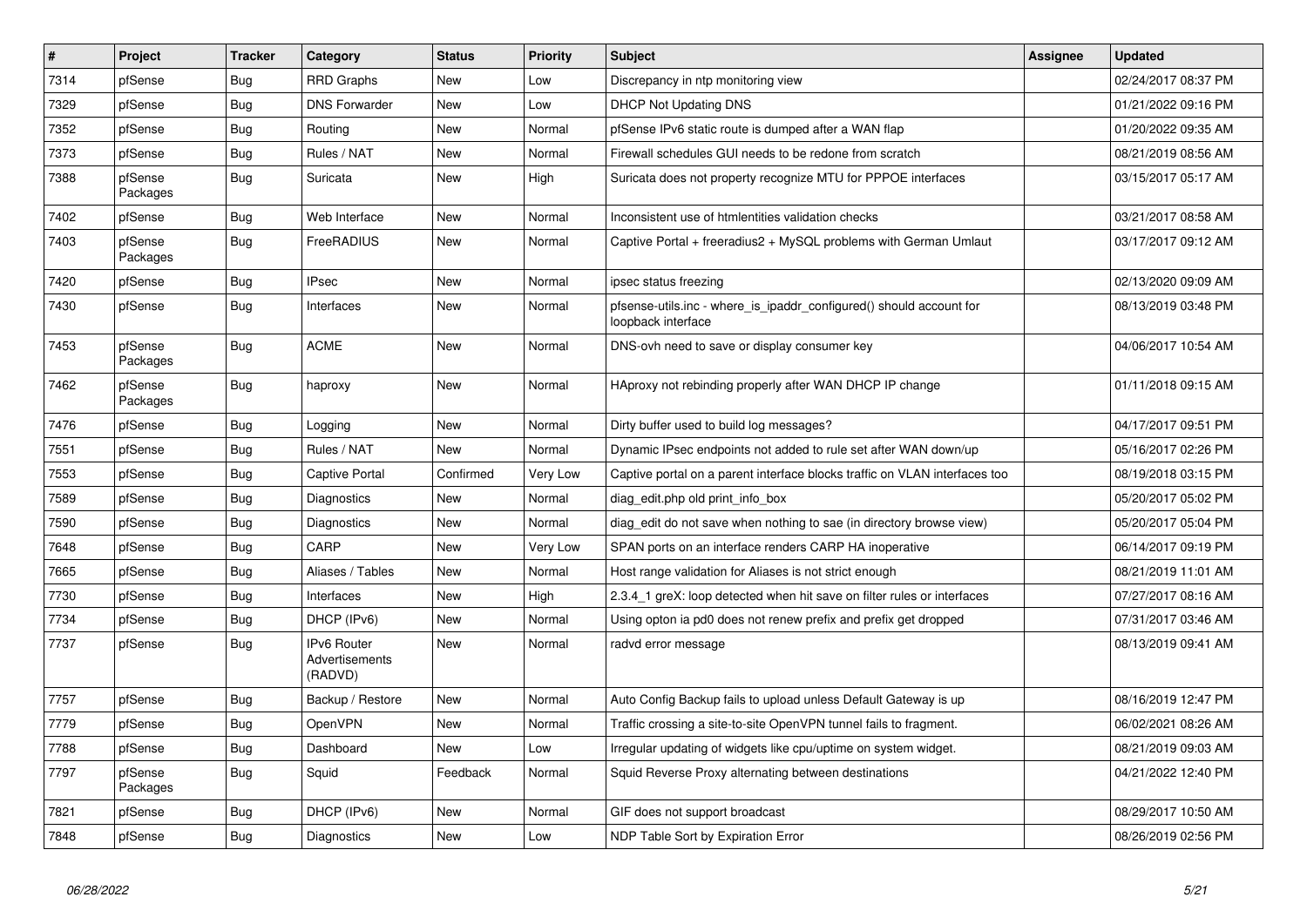| # | Project | Tracker | Category | Status | Priority | Subject | Assignee | Updated |
|---|---|---|---|---|---|---|---|---|
| 7314 | pfSense | Bug | RRD Graphs | New | Low | Discrepancy in ntp monitoring view | | 02/24/2017 08:37 PM |
| 7329 | pfSense | Bug | DNS Forwarder | New | Low | DHCP Not Updating DNS | | 01/21/2022 09:16 PM |
| 7352 | pfSense | Bug | Routing | New | Normal | pfSense IPv6 static route is dumped after a WAN flap | | 01/20/2022 09:35 AM |
| 7373 | pfSense | Bug | Rules / NAT | New | Normal | Firewall schedules GUI needs to be redone from scratch | | 08/21/2019 08:56 AM |
| 7388 | pfSense Packages | Bug | Suricata | New | High | Suricata does not property recognize MTU for PPPOE interfaces | | 03/15/2017 05:17 AM |
| 7402 | pfSense | Bug | Web Interface | New | Normal | Inconsistent use of htmlentities validation checks | | 03/21/2017 08:58 AM |
| 7403 | pfSense Packages | Bug | FreeRADIUS | New | Normal | Captive Portal + freeradius2 + MySQL problems with German Umlaut | | 03/17/2017 09:12 AM |
| 7420 | pfSense | Bug | IPsec | New | Normal | ipsec status freezing | | 02/13/2020 09:09 AM |
| 7430 | pfSense | Bug | Interfaces | New | Normal | pfsense-utils.inc - where_is_ipaddr_configured() should account for loopback interface | | 08/13/2019 03:48 PM |
| 7453 | pfSense Packages | Bug | ACME | New | Normal | DNS-ovh need to save or display consumer key | | 04/06/2017 10:54 AM |
| 7462 | pfSense Packages | Bug | haproxy | New | Normal | HAproxy not rebinding properly after WAN DHCP IP change | | 01/11/2018 09:15 AM |
| 7476 | pfSense | Bug | Logging | New | Normal | Dirty buffer used to build log messages? | | 04/17/2017 09:51 PM |
| 7551 | pfSense | Bug | Rules / NAT | New | Normal | Dynamic IPsec endpoints not added to rule set after WAN down/up | | 05/16/2017 02:26 PM |
| 7553 | pfSense | Bug | Captive Portal | Confirmed | Very Low | Captive portal on a parent interface blocks traffic on VLAN interfaces too | | 08/19/2018 03:15 PM |
| 7589 | pfSense | Bug | Diagnostics | New | Normal | diag_edit.php old print_info_box | | 05/20/2017 05:02 PM |
| 7590 | pfSense | Bug | Diagnostics | New | Normal | diag_edit do not save when nothing to sae (in directory browse view) | | 05/20/2017 05:04 PM |
| 7648 | pfSense | Bug | CARP | New | Very Low | SPAN ports on an interface renders CARP HA inoperative | | 06/14/2017 09:19 PM |
| 7665 | pfSense | Bug | Aliases / Tables | New | Normal | Host range validation for Aliases is not strict enough | | 08/21/2019 11:01 AM |
| 7730 | pfSense | Bug | Interfaces | New | High | 2.3.4_1 greX: loop detected when hit save on filter rules or interfaces | | 07/27/2017 08:16 AM |
| 7734 | pfSense | Bug | DHCP (IPv6) | New | Normal | Using opton ia pd0 does not renew prefix and prefix get dropped | | 07/31/2017 03:46 AM |
| 7737 | pfSense | Bug | IPv6 Router Advertisements (RADVD) | New | Normal | radvd error message | | 08/13/2019 09:41 AM |
| 7757 | pfSense | Bug | Backup / Restore | New | Normal | Auto Config Backup fails to upload unless Default Gateway is up | | 08/16/2019 12:47 PM |
| 7779 | pfSense | Bug | OpenVPN | New | Normal | Traffic crossing a site-to-site OpenVPN tunnel fails to fragment. | | 06/02/2021 08:26 AM |
| 7788 | pfSense | Bug | Dashboard | New | Low | Irregular updating of widgets like cpu/uptime on system widget. | | 08/21/2019 09:03 AM |
| 7797 | pfSense Packages | Bug | Squid | Feedback | Normal | Squid Reverse Proxy alternating between destinations | | 04/21/2022 12:40 PM |
| 7821 | pfSense | Bug | DHCP (IPv6) | New | Normal | GIF does not support broadcast | | 08/29/2017 10:50 AM |
| 7848 | pfSense | Bug | Diagnostics | New | Low | NDP Table Sort by Expiration Error | | 08/26/2019 02:56 PM |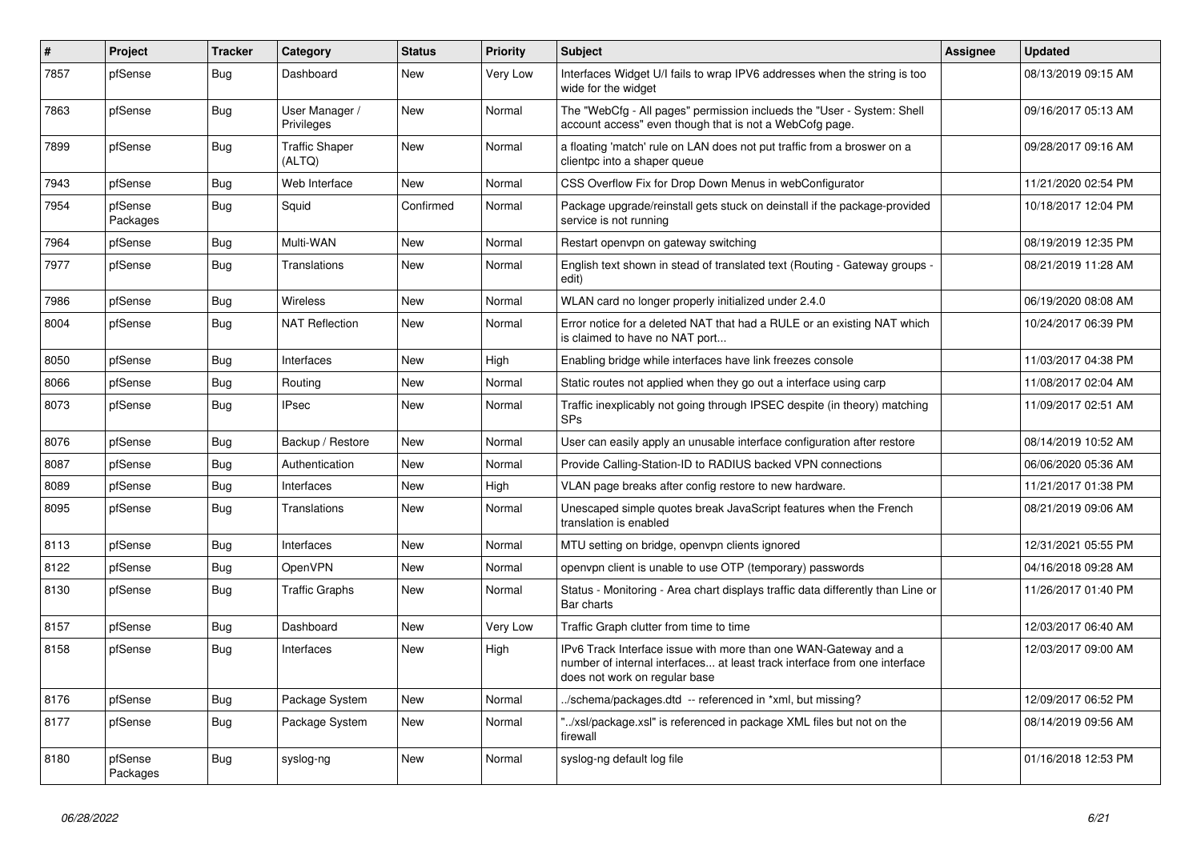| # | Project | Tracker | Category | Status | Priority | Subject | Assignee | Updated |
|---|---|---|---|---|---|---|---|---|
| 7857 | pfSense | Bug | Dashboard | New | Very Low | Interfaces Widget U/I fails to wrap IPV6 addresses when the string is too wide for the widget | | 08/13/2019 09:15 AM |
| 7863 | pfSense | Bug | User Manager / Privileges | New | Normal | The "WebCfg - All pages" permission inclueds the "User - System: Shell account access" even though that is not a WebCofg page. | | 09/16/2017 05:13 AM |
| 7899 | pfSense | Bug | Traffic Shaper (ALTQ) | New | Normal | a floating 'match' rule on LAN does not put traffic from a broswer on a clientpc into a shaper queue | | 09/28/2017 09:16 AM |
| 7943 | pfSense | Bug | Web Interface | New | Normal | CSS Overflow Fix for Drop Down Menus in webConfigurator | | 11/21/2020 02:54 PM |
| 7954 | pfSense Packages | Bug | Squid | Confirmed | Normal | Package upgrade/reinstall gets stuck on deinstall if the package-provided service is not running | | 10/18/2017 12:04 PM |
| 7964 | pfSense | Bug | Multi-WAN | New | Normal | Restart openvpn on gateway switching | | 08/19/2019 12:35 PM |
| 7977 | pfSense | Bug | Translations | New | Normal | English text shown in stead of translated text (Routing - Gateway groups - edit) | | 08/21/2019 11:28 AM |
| 7986 | pfSense | Bug | Wireless | New | Normal | WLAN card no longer properly initialized under 2.4.0 | | 06/19/2020 08:08 AM |
| 8004 | pfSense | Bug | NAT Reflection | New | Normal | Error notice for a deleted NAT that had a RULE or an existing NAT which is claimed to have no NAT port... | | 10/24/2017 06:39 PM |
| 8050 | pfSense | Bug | Interfaces | New | High | Enabling bridge while interfaces have link freezes console | | 11/03/2017 04:38 PM |
| 8066 | pfSense | Bug | Routing | New | Normal | Static routes not applied when they go out a interface using carp | | 11/08/2017 02:04 AM |
| 8073 | pfSense | Bug | IPsec | New | Normal | Traffic inexplicably not going through IPSEC despite (in theory) matching SPs | | 11/09/2017 02:51 AM |
| 8076 | pfSense | Bug | Backup / Restore | New | Normal | User can easily apply an unusable interface configuration after restore | | 08/14/2019 10:52 AM |
| 8087 | pfSense | Bug | Authentication | New | Normal | Provide Calling-Station-ID to RADIUS backed VPN connections | | 06/06/2020 05:36 AM |
| 8089 | pfSense | Bug | Interfaces | New | High | VLAN page breaks after config restore to new hardware. | | 11/21/2017 01:38 PM |
| 8095 | pfSense | Bug | Translations | New | Normal | Unescaped simple quotes break JavaScript features when the French translation is enabled | | 08/21/2019 09:06 AM |
| 8113 | pfSense | Bug | Interfaces | New | Normal | MTU setting on bridge, openvpn clients ignored | | 12/31/2021 05:55 PM |
| 8122 | pfSense | Bug | OpenVPN | New | Normal | openvpn client is unable to use OTP (temporary) passwords | | 04/16/2018 09:28 AM |
| 8130 | pfSense | Bug | Traffic Graphs | New | Normal | Status - Monitoring - Area chart displays traffic data differently than Line or Bar charts | | 11/26/2017 01:40 PM |
| 8157 | pfSense | Bug | Dashboard | New | Very Low | Traffic Graph clutter from time to time | | 12/03/2017 06:40 AM |
| 8158 | pfSense | Bug | Interfaces | New | High | IPv6 Track Interface issue with more than one WAN-Gateway and a number of internal interfaces... at least track interface from one interface does not work on regular base | | 12/03/2017 09:00 AM |
| 8176 | pfSense | Bug | Package System | New | Normal | ../schema/packages.dtd -- referenced in *xml, but missing? | | 12/09/2017 06:52 PM |
| 8177 | pfSense | Bug | Package System | New | Normal | "../xsl/package.xsl" is referenced in package XML files but not on the firewall | | 08/14/2019 09:56 AM |
| 8180 | pfSense Packages | Bug | syslog-ng | New | Normal | syslog-ng default log file | | 01/16/2018 12:53 PM |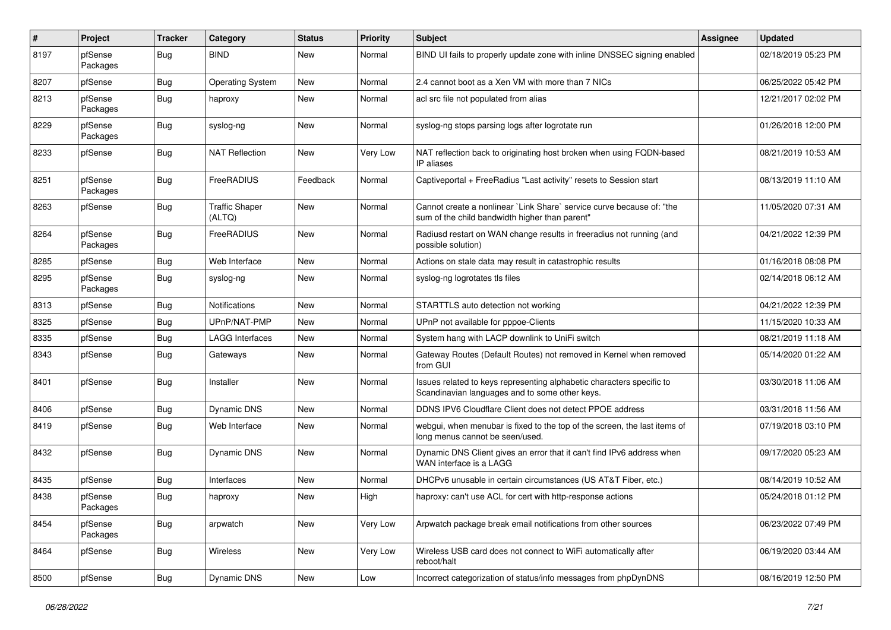| # | Project | Tracker | Category | Status | Priority | Subject | Assignee | Updated |
| --- | --- | --- | --- | --- | --- | --- | --- | --- |
| 8197 | pfSense Packages | Bug | BIND | New | Normal | BIND UI fails to properly update zone with inline DNSSEC signing enabled | | 02/18/2019 05:23 PM |
| 8207 | pfSense | Bug | Operating System | New | Normal | 2.4 cannot boot as a Xen VM with more than 7 NICs | | 06/25/2022 05:42 PM |
| 8213 | pfSense Packages | Bug | haproxy | New | Normal | acl src file not populated from alias | | 12/21/2017 02:02 PM |
| 8229 | pfSense Packages | Bug | syslog-ng | New | Normal | syslog-ng stops parsing logs after logrotate run | | 01/26/2018 12:00 PM |
| 8233 | pfSense | Bug | NAT Reflection | New | Very Low | NAT reflection back to originating host broken when using FQDN-based IP aliases | | 08/21/2019 10:53 AM |
| 8251 | pfSense Packages | Bug | FreeRADIUS | Feedback | Normal | Captiveportal + FreeRadius "Last activity" resets to Session start | | 08/13/2019 11:10 AM |
| 8263 | pfSense | Bug | Traffic Shaper (ALTQ) | New | Normal | Cannot create a nonlinear `Link Share` service curve because of: "the sum of the child bandwidth higher than parent" | | 11/05/2020 07:31 AM |
| 8264 | pfSense Packages | Bug | FreeRADIUS | New | Normal | Radiusd restart on WAN change results in freeradius not running (and possible solution) | | 04/21/2022 12:39 PM |
| 8285 | pfSense | Bug | Web Interface | New | Normal | Actions on stale data may result in catastrophic results | | 01/16/2018 08:08 PM |
| 8295 | pfSense Packages | Bug | syslog-ng | New | Normal | syslog-ng logrotates tls files | | 02/14/2018 06:12 AM |
| 8313 | pfSense | Bug | Notifications | New | Normal | STARTTLS auto detection not working | | 04/21/2022 12:39 PM |
| 8325 | pfSense | Bug | UPnP/NAT-PMP | New | Normal | UPnP not available for pppoe-Clients | | 11/15/2020 10:33 AM |
| 8335 | pfSense | Bug | LAGG Interfaces | New | Normal | System hang with LACP downlink to UniFi switch | | 08/21/2019 11:18 AM |
| 8343 | pfSense | Bug | Gateways | New | Normal | Gateway Routes (Default Routes) not removed in Kernel when removed from GUI | | 05/14/2020 01:22 AM |
| 8401 | pfSense | Bug | Installer | New | Normal | Issues related to keys representing alphabetic characters specific to Scandinavian languages and to some other keys. | | 03/30/2018 11:06 AM |
| 8406 | pfSense | Bug | Dynamic DNS | New | Normal | DDNS IPV6 Cloudflare Client does not detect PPOE address | | 03/31/2018 11:56 AM |
| 8419 | pfSense | Bug | Web Interface | New | Normal | webgui, when menubar is fixed to the top of the screen, the last items of long menus cannot be seen/used. | | 07/19/2018 03:10 PM |
| 8432 | pfSense | Bug | Dynamic DNS | New | Normal | Dynamic DNS Client gives an error that it can't find IPv6 address when WAN interface is a LAGG | | 09/17/2020 05:23 AM |
| 8435 | pfSense | Bug | Interfaces | New | Normal | DHCPv6 unusable in certain circumstances (US AT&T Fiber, etc.) | | 08/14/2019 10:52 AM |
| 8438 | pfSense Packages | Bug | haproxy | New | High | haproxy: can't use ACL for cert with http-response actions | | 05/24/2018 01:12 PM |
| 8454 | pfSense Packages | Bug | arpwatch | New | Very Low | Arpwatch package break email notifications from other sources | | 06/23/2022 07:49 PM |
| 8464 | pfSense | Bug | Wireless | New | Very Low | Wireless USB card does not connect to WiFi automatically after reboot/halt | | 06/19/2020 03:44 AM |
| 8500 | pfSense | Bug | Dynamic DNS | New | Low | Incorrect categorization of status/info messages from phpDynDNS | | 08/16/2019 12:50 PM |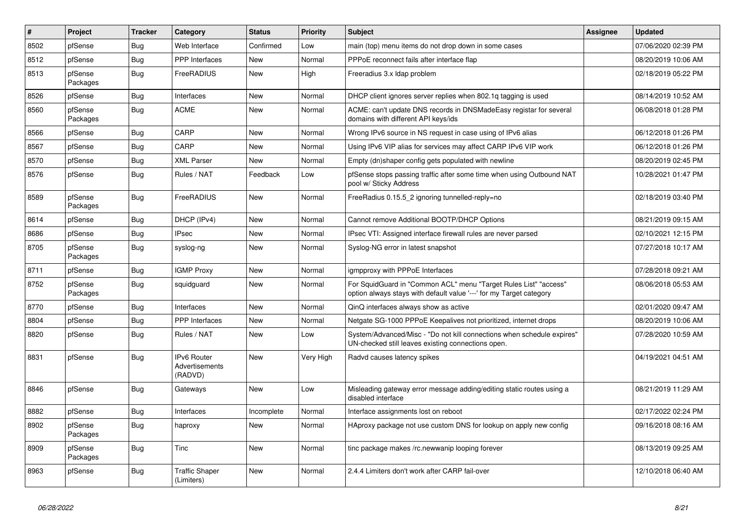| # | Project | Tracker | Category | Status | Priority | Subject | Assignee | Updated |
|---|---|---|---|---|---|---|---|---|
| 8502 | pfSense | Bug | Web Interface | Confirmed | Low | main (top) menu items do not drop down in some cases | | 07/06/2020 02:39 PM |
| 8512 | pfSense | Bug | PPP Interfaces | New | Normal | PPPoE reconnect fails after interface flap | | 08/20/2019 10:06 AM |
| 8513 | pfSense Packages | Bug | FreeRADIUS | New | High | Freeradius 3.x ldap problem | | 02/18/2019 05:22 PM |
| 8526 | pfSense | Bug | Interfaces | New | Normal | DHCP client ignores server replies when 802.1q tagging is used | | 08/14/2019 10:52 AM |
| 8560 | pfSense Packages | Bug | ACME | New | Normal | ACME: can't update DNS records in DNSMadeEasy registar for several domains with different API keys/ids | | 06/08/2018 01:28 PM |
| 8566 | pfSense | Bug | CARP | New | Normal | Wrong IPv6 source in NS request in case using of IPv6 alias | | 06/12/2018 01:26 PM |
| 8567 | pfSense | Bug | CARP | New | Normal | Using IPv6 VIP alias for services may affect CARP IPv6 VIP work | | 06/12/2018 01:26 PM |
| 8570 | pfSense | Bug | XML Parser | New | Normal | Empty (dn)shaper config gets populated with newline | | 08/20/2019 02:45 PM |
| 8576 | pfSense | Bug | Rules / NAT | Feedback | Low | pfSense stops passing traffic after some time when using Outbound NAT pool w/ Sticky Address | | 10/28/2021 01:47 PM |
| 8589 | pfSense Packages | Bug | FreeRADIUS | New | Normal | FreeRadius 0.15.5_2 ignoring tunnelled-reply=no | | 02/18/2019 03:40 PM |
| 8614 | pfSense | Bug | DHCP (IPv4) | New | Normal | Cannot remove Additional BOOTP/DHCP Options | | 08/21/2019 09:15 AM |
| 8686 | pfSense | Bug | IPsec | New | Normal | IPsec VTI: Assigned interface firewall rules are never parsed | | 02/10/2021 12:15 PM |
| 8705 | pfSense Packages | Bug | syslog-ng | New | Normal | Syslog-NG error in latest snapshot | | 07/27/2018 10:17 AM |
| 8711 | pfSense | Bug | IGMP Proxy | New | Normal | igmpproxy with PPPoE Interfaces | | 07/28/2018 09:21 AM |
| 8752 | pfSense Packages | Bug | squidguard | New | Normal | For SquidGuard in "Common ACL" menu "Target Rules List" "access" option always stays with default value '---' for my Target category | | 08/06/2018 05:53 AM |
| 8770 | pfSense | Bug | Interfaces | New | Normal | QinQ interfaces always show as active | | 02/01/2020 09:47 AM |
| 8804 | pfSense | Bug | PPP Interfaces | New | Normal | Netgate SG-1000 PPPoE Keepalives not prioritized, internet drops | | 08/20/2019 10:06 AM |
| 8820 | pfSense | Bug | Rules / NAT | New | Low | System/Advanced/Misc - "Do not kill connections when schedule expires" UN-checked still leaves existing connections open. | | 07/28/2020 10:59 AM |
| 8831 | pfSense | Bug | IPv6 Router Advertisements (RADVD) | New | Very High | Radvd causes latency spikes | | 04/19/2021 04:51 AM |
| 8846 | pfSense | Bug | Gateways | New | Low | Misleading gateway error message adding/editing static routes using a disabled interface | | 08/21/2019 11:29 AM |
| 8882 | pfSense | Bug | Interfaces | Incomplete | Normal | Interface assignments lost on reboot | | 02/17/2022 02:24 PM |
| 8902 | pfSense Packages | Bug | haproxy | New | Normal | HAproxy package not use custom DNS for lookup on apply new config | | 09/16/2018 08:16 AM |
| 8909 | pfSense Packages | Bug | Tinc | New | Normal | tinc package makes /rc.newwanip looping forever | | 08/13/2019 09:25 AM |
| 8963 | pfSense | Bug | Traffic Shaper (Limiters) | New | Normal | 2.4.4 Limiters don't work after CARP fail-over | | 12/10/2018 06:40 AM |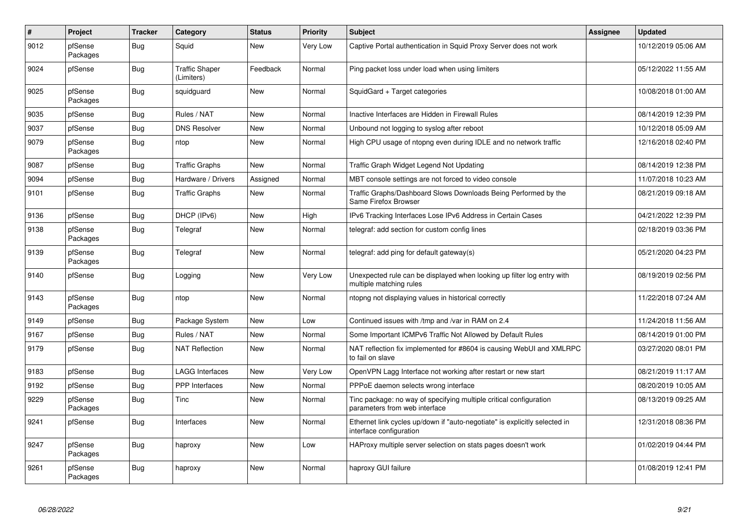| # | Project | Tracker | Category | Status | Priority | Subject | Assignee | Updated |
|---|---|---|---|---|---|---|---|---|
| 9012 | pfSense Packages | Bug | Squid | New | Very Low | Captive Portal authentication in Squid Proxy Server does not work | | 10/12/2019 05:06 AM |
| 9024 | pfSense | Bug | Traffic Shaper (Limiters) | Feedback | Normal | Ping packet loss under load when using limiters | | 05/12/2022 11:55 AM |
| 9025 | pfSense Packages | Bug | squidguard | New | Normal | SquidGard + Target categories | | 10/08/2018 01:00 AM |
| 9035 | pfSense | Bug | Rules / NAT | New | Normal | Inactive Interfaces are Hidden in Firewall Rules | | 08/14/2019 12:39 PM |
| 9037 | pfSense | Bug | DNS Resolver | New | Normal | Unbound not logging to syslog after reboot | | 10/12/2018 05:09 AM |
| 9079 | pfSense Packages | Bug | ntop | New | Normal | High CPU usage of ntopng even during IDLE and no network traffic | | 12/16/2018 02:40 PM |
| 9087 | pfSense | Bug | Traffic Graphs | New | Normal | Traffic Graph Widget Legend Not Updating | | 08/14/2019 12:38 PM |
| 9094 | pfSense | Bug | Hardware / Drivers | Assigned | Normal | MBT console settings are not forced to video console | | 11/07/2018 10:23 AM |
| 9101 | pfSense | Bug | Traffic Graphs | New | Normal | Traffic Graphs/Dashboard Slows Downloads Being Performed by the Same Firefox Browser | | 08/21/2019 09:18 AM |
| 9136 | pfSense | Bug | DHCP (IPv6) | New | High | IPv6 Tracking Interfaces Lose IPv6 Address in Certain Cases | | 04/21/2022 12:39 PM |
| 9138 | pfSense Packages | Bug | Telegraf | New | Normal | telegraf: add section for custom config lines | | 02/18/2019 03:36 PM |
| 9139 | pfSense Packages | Bug | Telegraf | New | Normal | telegraf: add ping for default gateway(s) | | 05/21/2020 04:23 PM |
| 9140 | pfSense | Bug | Logging | New | Very Low | Unexpected rule can be displayed when looking up filter log entry with multiple matching rules | | 08/19/2019 02:56 PM |
| 9143 | pfSense Packages | Bug | ntop | New | Normal | ntopng not displaying values in historical correctly | | 11/22/2018 07:24 AM |
| 9149 | pfSense | Bug | Package System | New | Low | Continued issues with /tmp and /var in RAM on 2.4 | | 11/24/2018 11:56 AM |
| 9167 | pfSense | Bug | Rules / NAT | New | Normal | Some Important ICMPv6 Traffic Not Allowed by Default Rules | | 08/14/2019 01:00 PM |
| 9179 | pfSense | Bug | NAT Reflection | New | Normal | NAT reflection fix implemented for #8604 is causing WebUI and XMLRPC to fail on slave | | 03/27/2020 08:01 PM |
| 9183 | pfSense | Bug | LAGG Interfaces | New | Very Low | OpenVPN Lagg Interface not working after restart or new start | | 08/21/2019 11:17 AM |
| 9192 | pfSense | Bug | PPP Interfaces | New | Normal | PPPoE daemon selects wrong interface | | 08/20/2019 10:05 AM |
| 9229 | pfSense Packages | Bug | Tinc | New | Normal | Tinc package: no way of specifying multiple critical configuration parameters from web interface | | 08/13/2019 09:25 AM |
| 9241 | pfSense | Bug | Interfaces | New | Normal | Ethernet link cycles up/down if "auto-negotiate" is explicitly selected in interface configuration | | 12/31/2018 08:36 PM |
| 9247 | pfSense Packages | Bug | haproxy | New | Low | HAProxy multiple server selection on stats pages doesn't work | | 01/02/2019 04:44 PM |
| 9261 | pfSense Packages | Bug | haproxy | New | Normal | haproxy GUI failure | | 01/08/2019 12:41 PM |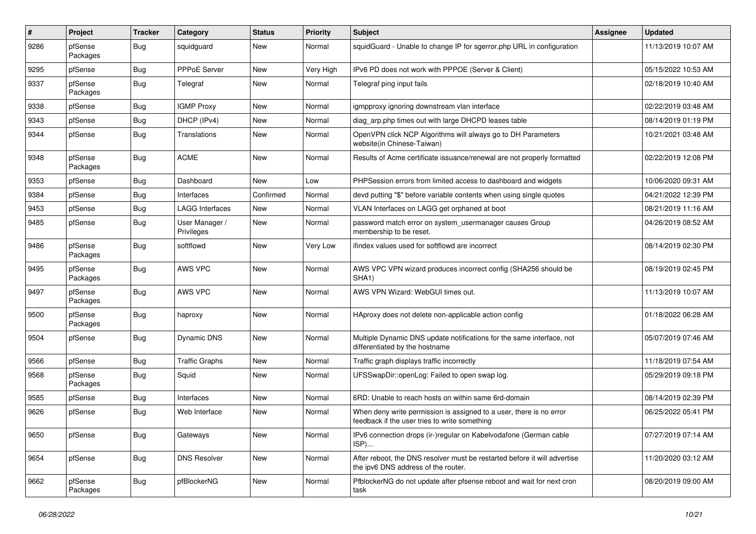| # | Project | Tracker | Category | Status | Priority | Subject | Assignee | Updated |
|---|---|---|---|---|---|---|---|---|
| 9286 | pfSense Packages | Bug | squidguard | New | Normal | squidGuard - Unable to change IP for sgerror.php URL in configuration | | 11/13/2019 10:07 AM |
| 9295 | pfSense | Bug | PPPoE Server | New | Very High | IPv6 PD does not work with PPPOE (Server & Client) | | 05/15/2022 10:53 AM |
| 9337 | pfSense Packages | Bug | Telegraf | New | Normal | Telegraf ping input fails | | 02/18/2019 10:40 AM |
| 9338 | pfSense | Bug | IGMP Proxy | New | Normal | igmpproxy ignoring downstream vlan interface | | 02/22/2019 03:48 AM |
| 9343 | pfSense | Bug | DHCP (IPv4) | New | Normal | diag_arp.php times out with large DHCPD leases table | | 08/14/2019 01:19 PM |
| 9344 | pfSense | Bug | Translations | New | Normal | OpenVPN click NCP Algorithms will always go to DH Parameters website(in Chinese-Taiwan) | | 10/21/2021 03:48 AM |
| 9348 | pfSense Packages | Bug | ACME | New | Normal | Results of Acme certificate issuance/renewal are not properly formatted | | 02/22/2019 12:08 PM |
| 9353 | pfSense | Bug | Dashboard | New | Low | PHPSession errors from limited access to dashboard and widgets | | 10/06/2020 09:31 AM |
| 9384 | pfSense | Bug | Interfaces | Confirmed | Normal | devd putting "$" before variable contents when using single quotes | | 04/21/2022 12:39 PM |
| 9453 | pfSense | Bug | LAGG Interfaces | New | Normal | VLAN Interfaces on LAGG get orphaned at boot | | 08/21/2019 11:16 AM |
| 9485 | pfSense | Bug | User Manager / Privileges | New | Normal | password match error on system_usermanager causes Group membership to be reset. | | 04/26/2019 08:52 AM |
| 9486 | pfSense Packages | Bug | softflowd | New | Very Low | ifindex values used for softflowd are incorrect | | 08/14/2019 02:30 PM |
| 9495 | pfSense Packages | Bug | AWS VPC | New | Normal | AWS VPC VPN wizard produces incorrect config (SHA256 should be SHA1) | | 08/19/2019 02:45 PM |
| 9497 | pfSense Packages | Bug | AWS VPC | New | Normal | AWS VPN Wizard: WebGUI times out. | | 11/13/2019 10:07 AM |
| 9500 | pfSense Packages | Bug | haproxy | New | Normal | HAproxy does not delete non-applicable action config | | 01/18/2022 06:28 AM |
| 9504 | pfSense | Bug | Dynamic DNS | New | Normal | Multiple Dynamic DNS update notifications for the same interface, not differentiated by the hostname | | 05/07/2019 07:46 AM |
| 9566 | pfSense | Bug | Traffic Graphs | New | Normal | Traffic graph displays traffic incorrectly | | 11/18/2019 07:54 AM |
| 9568 | pfSense Packages | Bug | Squid | New | Normal | UFSSwapDir::openLog: Failed to open swap log. | | 05/29/2019 09:18 PM |
| 9585 | pfSense | Bug | Interfaces | New | Normal | 6RD: Unable to reach hosts on within same 6rd-domain | | 08/14/2019 02:39 PM |
| 9626 | pfSense | Bug | Web Interface | New | Normal | When deny write permission is assigned to a user, there is no error feedback if the user tries to write something | | 06/25/2022 05:41 PM |
| 9650 | pfSense | Bug | Gateways | New | Normal | IPv6 connection drops (ir-)regular on Kabelvodafone (German cable ISP)... | | 07/27/2019 07:14 AM |
| 9654 | pfSense | Bug | DNS Resolver | New | Normal | After reboot, the DNS resolver must be restarted before it will advertise the ipv6 DNS address of the router. | | 11/20/2020 03:12 AM |
| 9662 | pfSense Packages | Bug | pfBlockerNG | New | Normal | PfblockerNG do not update after pfsense reboot and wait for next cron task | | 08/20/2019 09:00 AM |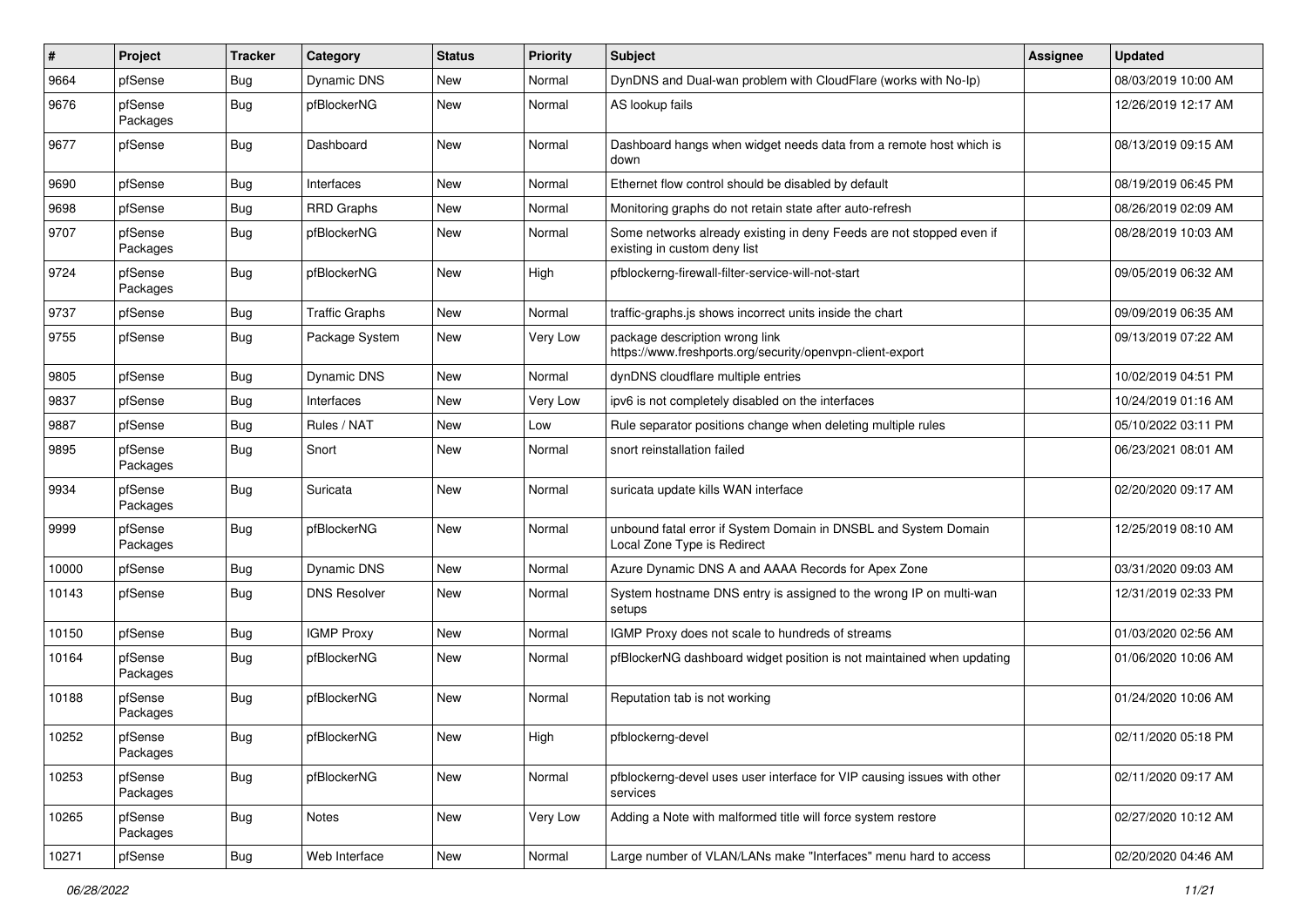| # | Project | Tracker | Category | Status | Priority | Subject | Assignee | Updated |
|---|---|---|---|---|---|---|---|---|
| 9664 | pfSense | Bug | Dynamic DNS | New | Normal | DynDNS and Dual-wan problem with CloudFlare (works with No-Ip) | | 08/03/2019 10:00 AM |
| 9676 | pfSense Packages | Bug | pfBlockerNG | New | Normal | AS lookup fails | | 12/26/2019 12:17 AM |
| 9677 | pfSense | Bug | Dashboard | New | Normal | Dashboard hangs when widget needs data from a remote host which is down | | 08/13/2019 09:15 AM |
| 9690 | pfSense | Bug | Interfaces | New | Normal | Ethernet flow control should be disabled by default | | 08/19/2019 06:45 PM |
| 9698 | pfSense | Bug | RRD Graphs | New | Normal | Monitoring graphs do not retain state after auto-refresh | | 08/26/2019 02:09 AM |
| 9707 | pfSense Packages | Bug | pfBlockerNG | New | Normal | Some networks already existing in deny Feeds are not stopped even if existing in custom deny list | | 08/28/2019 10:03 AM |
| 9724 | pfSense Packages | Bug | pfBlockerNG | New | High | pfblockerng-firewall-filter-service-will-not-start | | 09/05/2019 06:32 AM |
| 9737 | pfSense | Bug | Traffic Graphs | New | Normal | traffic-graphs.js shows incorrect units inside the chart | | 09/09/2019 06:35 AM |
| 9755 | pfSense | Bug | Package System | New | Very Low | package description wrong link https://www.freshports.org/security/openvpn-client-export | | 09/13/2019 07:22 AM |
| 9805 | pfSense | Bug | Dynamic DNS | New | Normal | dynDNS cloudflare multiple entries | | 10/02/2019 04:51 PM |
| 9837 | pfSense | Bug | Interfaces | New | Very Low | ipv6 is not completely disabled on the interfaces | | 10/24/2019 01:16 AM |
| 9887 | pfSense | Bug | Rules / NAT | New | Low | Rule separator positions change when deleting multiple rules | | 05/10/2022 03:11 PM |
| 9895 | pfSense Packages | Bug | Snort | New | Normal | snort reinstallation failed | | 06/23/2021 08:01 AM |
| 9934 | pfSense Packages | Bug | Suricata | New | Normal | suricata update kills WAN interface | | 02/20/2020 09:17 AM |
| 9999 | pfSense Packages | Bug | pfBlockerNG | New | Normal | unbound fatal error if System Domain in DNSBL and System Domain Local Zone Type is Redirect | | 12/25/2019 08:10 AM |
| 10000 | pfSense | Bug | Dynamic DNS | New | Normal | Azure Dynamic DNS A and AAAA Records for Apex Zone | | 03/31/2020 09:03 AM |
| 10143 | pfSense | Bug | DNS Resolver | New | Normal | System hostname DNS entry is assigned to the wrong IP on multi-wan setups | | 12/31/2019 02:33 PM |
| 10150 | pfSense | Bug | IGMP Proxy | New | Normal | IGMP Proxy does not scale to hundreds of streams | | 01/03/2020 02:56 AM |
| 10164 | pfSense Packages | Bug | pfBlockerNG | New | Normal | pfBlockerNG dashboard widget position is not maintained when updating | | 01/06/2020 10:06 AM |
| 10188 | pfSense Packages | Bug | pfBlockerNG | New | Normal | Reputation tab is not working | | 01/24/2020 10:06 AM |
| 10252 | pfSense Packages | Bug | pfBlockerNG | New | High | pfblockerng-devel | | 02/11/2020 05:18 PM |
| 10253 | pfSense Packages | Bug | pfBlockerNG | New | Normal | pfblockerng-devel uses user interface for VIP causing issues with other services | | 02/11/2020 09:17 AM |
| 10265 | pfSense Packages | Bug | Notes | New | Very Low | Adding a Note with malformed title will force system restore | | 02/27/2020 10:12 AM |
| 10271 | pfSense | Bug | Web Interface | New | Normal | Large number of VLAN/LANs make "Interfaces" menu hard to access | | 02/20/2020 04:46 AM |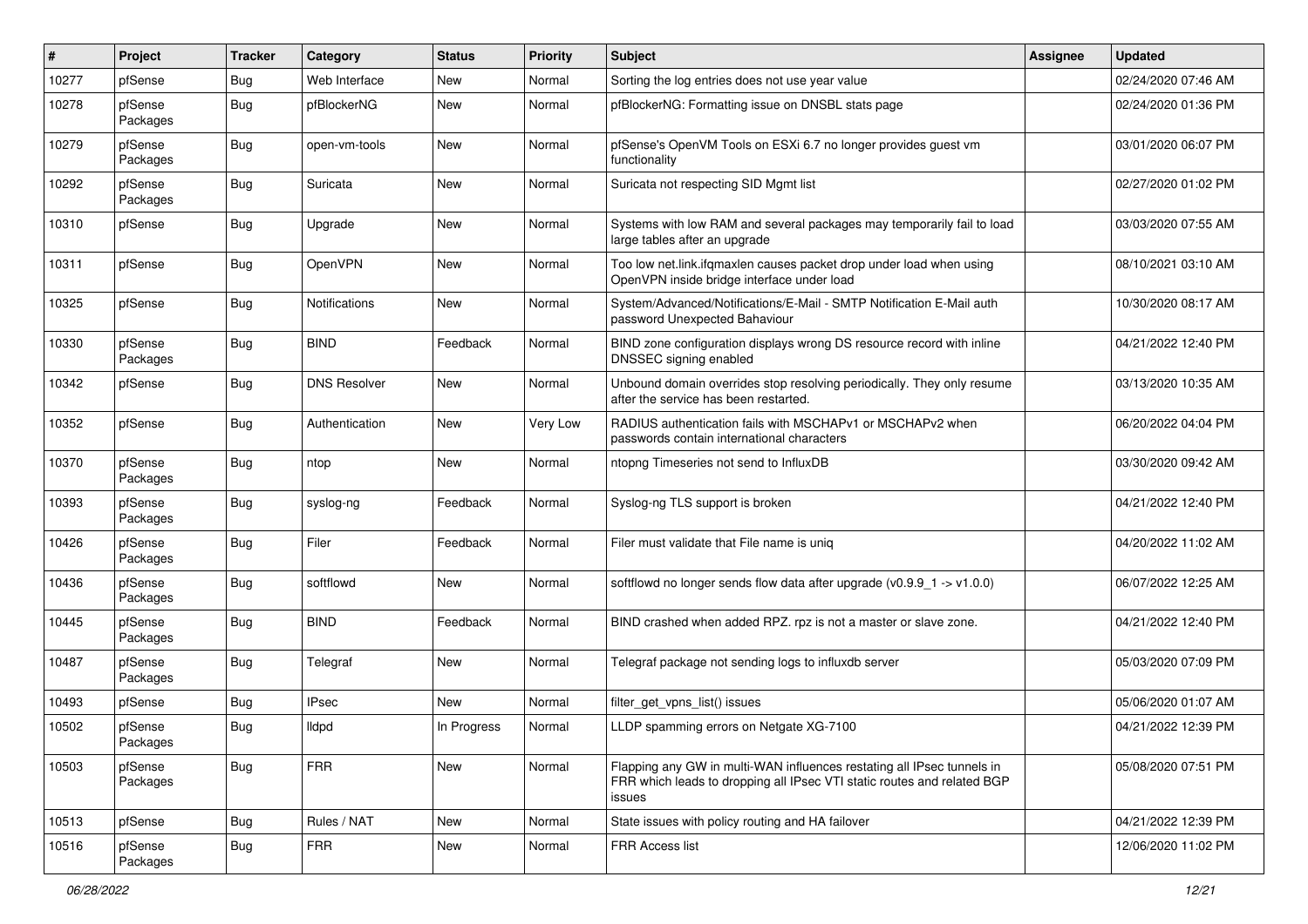| # | Project | Tracker | Category | Status | Priority | Subject | Assignee | Updated |
|---|---|---|---|---|---|---|---|---|
| 10277 | pfSense | Bug | Web Interface | New | Normal | Sorting the log entries does not use year value | | 02/24/2020 07:46 AM |
| 10278 | pfSense Packages | Bug | pfBlockerNG | New | Normal | pfBlockerNG: Formatting issue on DNSBL stats page | | 02/24/2020 01:36 PM |
| 10279 | pfSense Packages | Bug | open-vm-tools | New | Normal | pfSense's OpenVM Tools on ESXi 6.7 no longer provides guest vm functionality | | 03/01/2020 06:07 PM |
| 10292 | pfSense Packages | Bug | Suricata | New | Normal | Suricata not respecting SID Mgmt list | | 02/27/2020 01:02 PM |
| 10310 | pfSense | Bug | Upgrade | New | Normal | Systems with low RAM and several packages may temporarily fail to load large tables after an upgrade | | 03/03/2020 07:55 AM |
| 10311 | pfSense | Bug | OpenVPN | New | Normal | Too low net.link.ifqmaxlen causes packet drop under load when using OpenVPN inside bridge interface under load | | 08/10/2021 03:10 AM |
| 10325 | pfSense | Bug | Notifications | New | Normal | System/Advanced/Notifications/E-Mail - SMTP Notification E-Mail auth password Unexpected Bahaviour | | 10/30/2020 08:17 AM |
| 10330 | pfSense Packages | Bug | BIND | Feedback | Normal | BIND zone configuration displays wrong DS resource record with inline DNSSEC signing enabled | | 04/21/2022 12:40 PM |
| 10342 | pfSense | Bug | DNS Resolver | New | Normal | Unbound domain overrides stop resolving periodically. They only resume after the service has been restarted. | | 03/13/2020 10:35 AM |
| 10352 | pfSense | Bug | Authentication | New | Very Low | RADIUS authentication fails with MSCHAPv1 or MSCHAPv2 when passwords contain international characters | | 06/20/2022 04:04 PM |
| 10370 | pfSense Packages | Bug | ntop | New | Normal | ntopng Timeseries not send to InfluxDB | | 03/30/2020 09:42 AM |
| 10393 | pfSense Packages | Bug | syslog-ng | Feedback | Normal | Syslog-ng TLS support is broken | | 04/21/2022 12:40 PM |
| 10426 | pfSense Packages | Bug | Filer | Feedback | Normal | Filer must validate that File name is uniq | | 04/20/2022 11:02 AM |
| 10436 | pfSense Packages | Bug | softflowd | New | Normal | softflowd no longer sends flow data after upgrade (v0.9.9_1 -> v1.0.0) | | 06/07/2022 12:25 AM |
| 10445 | pfSense Packages | Bug | BIND | Feedback | Normal | BIND crashed when added RPZ. rpz is not a master or slave zone. | | 04/21/2022 12:40 PM |
| 10487 | pfSense Packages | Bug | Telegraf | New | Normal | Telegraf package not sending logs to influxdb server | | 05/03/2020 07:09 PM |
| 10493 | pfSense | Bug | IPsec | New | Normal | filter_get_vpns_list() issues | | 05/06/2020 01:07 AM |
| 10502 | pfSense Packages | Bug | lldpd | In Progress | Normal | LLDP spamming errors on Netgate XG-7100 | | 04/21/2022 12:39 PM |
| 10503 | pfSense Packages | Bug | FRR | New | Normal | Flapping any GW in multi-WAN influences restating all IPsec tunnels in FRR which leads to dropping all IPsec VTI static routes and related BGP issues | | 05/08/2020 07:51 PM |
| 10513 | pfSense | Bug | Rules / NAT | New | Normal | State issues with policy routing and HA failover | | 04/21/2022 12:39 PM |
| 10516 | pfSense Packages | Bug | FRR | New | Normal | FRR Access list | | 12/06/2020 11:02 PM |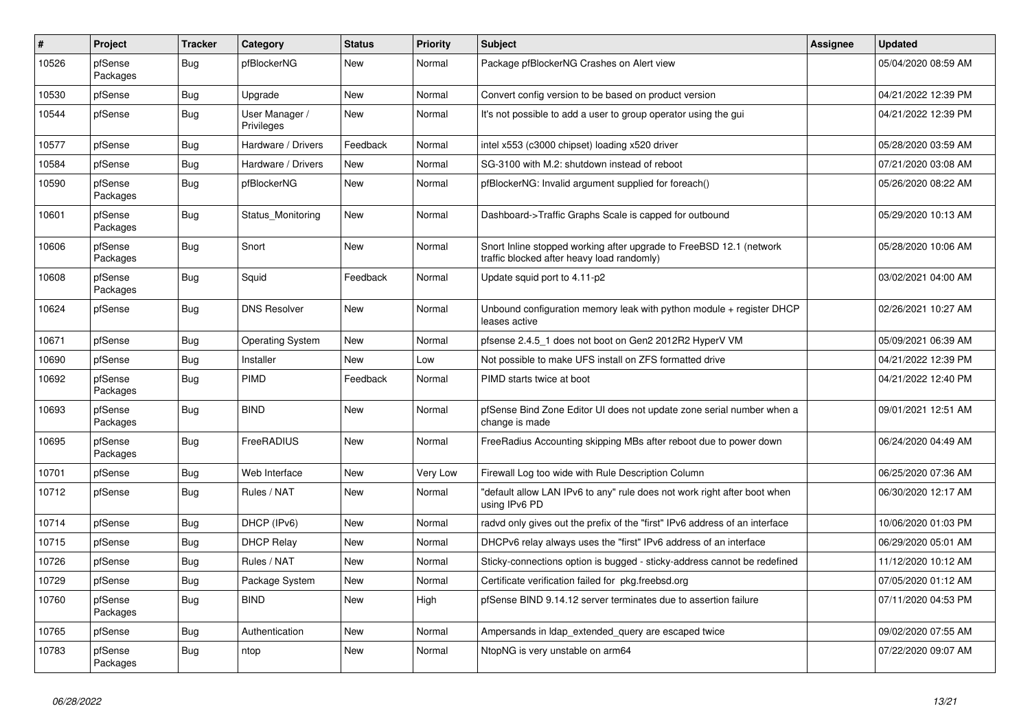| # | Project | Tracker | Category | Status | Priority | Subject | Assignee | Updated |
|---|---|---|---|---|---|---|---|---|
| 10526 | pfSense Packages | Bug | pfBlockerNG | New | Normal | Package pfBlockerNG Crashes on Alert view | | 05/04/2020 08:59 AM |
| 10530 | pfSense | Bug | Upgrade | New | Normal | Convert config version to be based on product version | | 04/21/2022 12:39 PM |
| 10544 | pfSense | Bug | User Manager / Privileges | New | Normal | It's not possible to add a user to group operator using the gui | | 04/21/2022 12:39 PM |
| 10577 | pfSense | Bug | Hardware / Drivers | Feedback | Normal | intel x553 (c3000 chipset) loading x520 driver | | 05/28/2020 03:59 AM |
| 10584 | pfSense | Bug | Hardware / Drivers | New | Normal | SG-3100 with M.2: shutdown instead of reboot | | 07/21/2020 03:08 AM |
| 10590 | pfSense Packages | Bug | pfBlockerNG | New | Normal | pfBlockerNG: Invalid argument supplied for foreach() | | 05/26/2020 08:22 AM |
| 10601 | pfSense Packages | Bug | Status_Monitoring | New | Normal | Dashboard->Traffic Graphs Scale is capped for outbound | | 05/29/2020 10:13 AM |
| 10606 | pfSense Packages | Bug | Snort | New | Normal | Snort Inline stopped working after upgrade to FreeBSD 12.1 (network traffic blocked after heavy load randomly) | | 05/28/2020 10:06 AM |
| 10608 | pfSense Packages | Bug | Squid | Feedback | Normal | Update squid port to 4.11-p2 | | 03/02/2021 04:00 AM |
| 10624 | pfSense | Bug | DNS Resolver | New | Normal | Unbound configuration memory leak with python module + register DHCP leases active | | 02/26/2021 10:27 AM |
| 10671 | pfSense | Bug | Operating System | New | Normal | pfsense 2.4.5_1 does not boot on Gen2 2012R2 HyperV VM | | 05/09/2021 06:39 AM |
| 10690 | pfSense | Bug | Installer | New | Low | Not possible to make UFS install on ZFS formatted drive | | 04/21/2022 12:39 PM |
| 10692 | pfSense Packages | Bug | PIMD | Feedback | Normal | PIMD starts twice at boot | | 04/21/2022 12:40 PM |
| 10693 | pfSense Packages | Bug | BIND | New | Normal | pfSense Bind Zone Editor UI does not update zone serial number when a change is made | | 09/01/2021 12:51 AM |
| 10695 | pfSense Packages | Bug | FreeRADIUS | New | Normal | FreeRadius Accounting skipping MBs after reboot due to power down | | 06/24/2020 04:49 AM |
| 10701 | pfSense | Bug | Web Interface | New | Very Low | Firewall Log too wide with Rule Description Column | | 06/25/2020 07:36 AM |
| 10712 | pfSense | Bug | Rules / NAT | New | Normal | "default allow LAN IPv6 to any" rule does not work right after boot when using IPv6 PD | | 06/30/2020 12:17 AM |
| 10714 | pfSense | Bug | DHCP (IPv6) | New | Normal | radvd only gives out the prefix of the "first" IPv6 address of an interface | | 10/06/2020 01:03 PM |
| 10715 | pfSense | Bug | DHCP Relay | New | Normal | DHCPv6 relay always uses the "first" IPv6 address of an interface | | 06/29/2020 05:01 AM |
| 10726 | pfSense | Bug | Rules / NAT | New | Normal | Sticky-connections option is bugged - sticky-address cannot be redefined | | 11/12/2020 10:12 AM |
| 10729 | pfSense | Bug | Package System | New | Normal | Certificate verification failed for pkg.freebsd.org | | 07/05/2020 01:12 AM |
| 10760 | pfSense Packages | Bug | BIND | New | High | pfSense BIND 9.14.12 server terminates due to assertion failure | | 07/11/2020 04:53 PM |
| 10765 | pfSense | Bug | Authentication | New | Normal | Ampersands in ldap_extended_query are escaped twice | | 09/02/2020 07:55 AM |
| 10783 | pfSense Packages | Bug | ntop | New | Normal | NtopNG is very unstable on arm64 | | 07/22/2020 09:07 AM |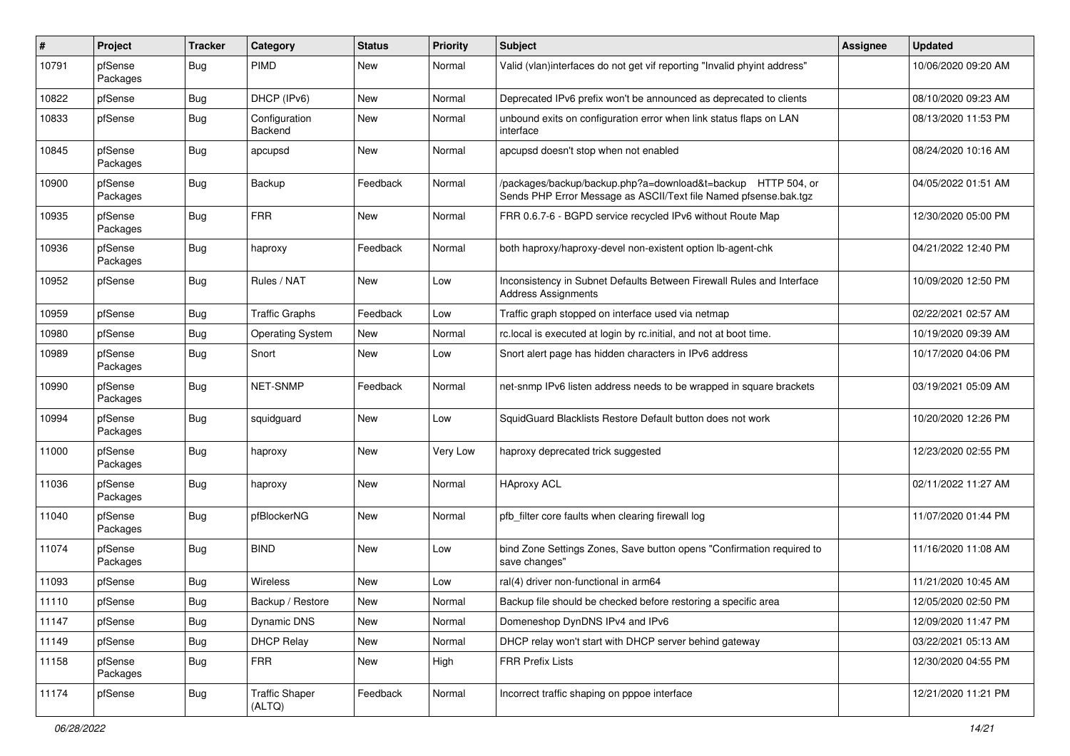| # | Project | Tracker | Category | Status | Priority | Subject | Assignee | Updated |
|---|---|---|---|---|---|---|---|---|
| 10791 | pfSense Packages | Bug | PIMD | New | Normal | Valid (vlan)interfaces do not get vif reporting "Invalid phyint address" | | 10/06/2020 09:20 AM |
| 10822 | pfSense | Bug | DHCP (IPv6) | New | Normal | Deprecated IPv6 prefix won't be announced as deprecated to clients | | 08/10/2020 09:23 AM |
| 10833 | pfSense | Bug | Configuration Backend | New | Normal | unbound exits on configuration error when link status flaps on LAN interface | | 08/13/2020 11:53 PM |
| 10845 | pfSense Packages | Bug | apcupsd | New | Normal | apcupsd doesn't stop when not enabled | | 08/24/2020 10:16 AM |
| 10900 | pfSense Packages | Bug | Backup | Feedback | Normal | /packages/backup/backup.php?a=download&t=backup HTTP 504, or Sends PHP Error Message as ASCII/Text file Named pfsense.bak.tgz | | 04/05/2022 01:51 AM |
| 10935 | pfSense Packages | Bug | FRR | New | Normal | FRR 0.6.7-6 - BGPD service recycled IPv6 without Route Map | | 12/30/2020 05:00 PM |
| 10936 | pfSense Packages | Bug | haproxy | Feedback | Normal | both haproxy/haproxy-devel non-existent option lb-agent-chk | | 04/21/2022 12:40 PM |
| 10952 | pfSense | Bug | Rules / NAT | New | Low | Inconsistency in Subnet Defaults Between Firewall Rules and Interface Address Assignments | | 10/09/2020 12:50 PM |
| 10959 | pfSense | Bug | Traffic Graphs | Feedback | Low | Traffic graph stopped on interface used via netmap | | 02/22/2021 02:57 AM |
| 10980 | pfSense | Bug | Operating System | New | Normal | rc.local is executed at login by rc.initial, and not at boot time. | | 10/19/2020 09:39 AM |
| 10989 | pfSense Packages | Bug | Snort | New | Low | Snort alert page has hidden characters in IPv6 address | | 10/17/2020 04:06 PM |
| 10990 | pfSense Packages | Bug | NET-SNMP | Feedback | Normal | net-snmp IPv6 listen address needs to be wrapped in square brackets | | 03/19/2021 05:09 AM |
| 10994 | pfSense Packages | Bug | squidguard | New | Low | SquidGuard Blacklists Restore Default button does not work | | 10/20/2020 12:26 PM |
| 11000 | pfSense Packages | Bug | haproxy | New | Very Low | haproxy deprecated trick suggested | | 12/23/2020 02:55 PM |
| 11036 | pfSense Packages | Bug | haproxy | New | Normal | HAproxy ACL | | 02/11/2022 11:27 AM |
| 11040 | pfSense Packages | Bug | pfBlockerNG | New | Normal | pfb_filter core faults when clearing firewall log | | 11/07/2020 01:44 PM |
| 11074 | pfSense Packages | Bug | BIND | New | Low | bind Zone Settings Zones, Save button opens "Confirmation required to save changes" | | 11/16/2020 11:08 AM |
| 11093 | pfSense | Bug | Wireless | New | Low | ral(4) driver non-functional in arm64 | | 11/21/2020 10:45 AM |
| 11110 | pfSense | Bug | Backup / Restore | New | Normal | Backup file should be checked before restoring a specific area | | 12/05/2020 02:50 PM |
| 11147 | pfSense | Bug | Dynamic DNS | New | Normal | Domeneshop DynDNS IPv4 and IPv6 | | 12/09/2020 11:47 PM |
| 11149 | pfSense | Bug | DHCP Relay | New | Normal | DHCP relay won't start with DHCP server behind gateway | | 03/22/2021 05:13 AM |
| 11158 | pfSense Packages | Bug | FRR | New | High | FRR Prefix Lists | | 12/30/2020 04:55 PM |
| 11174 | pfSense | Bug | Traffic Shaper (ALTQ) | Feedback | Normal | Incorrect traffic shaping on pppoe interface | | 12/21/2020 11:21 PM |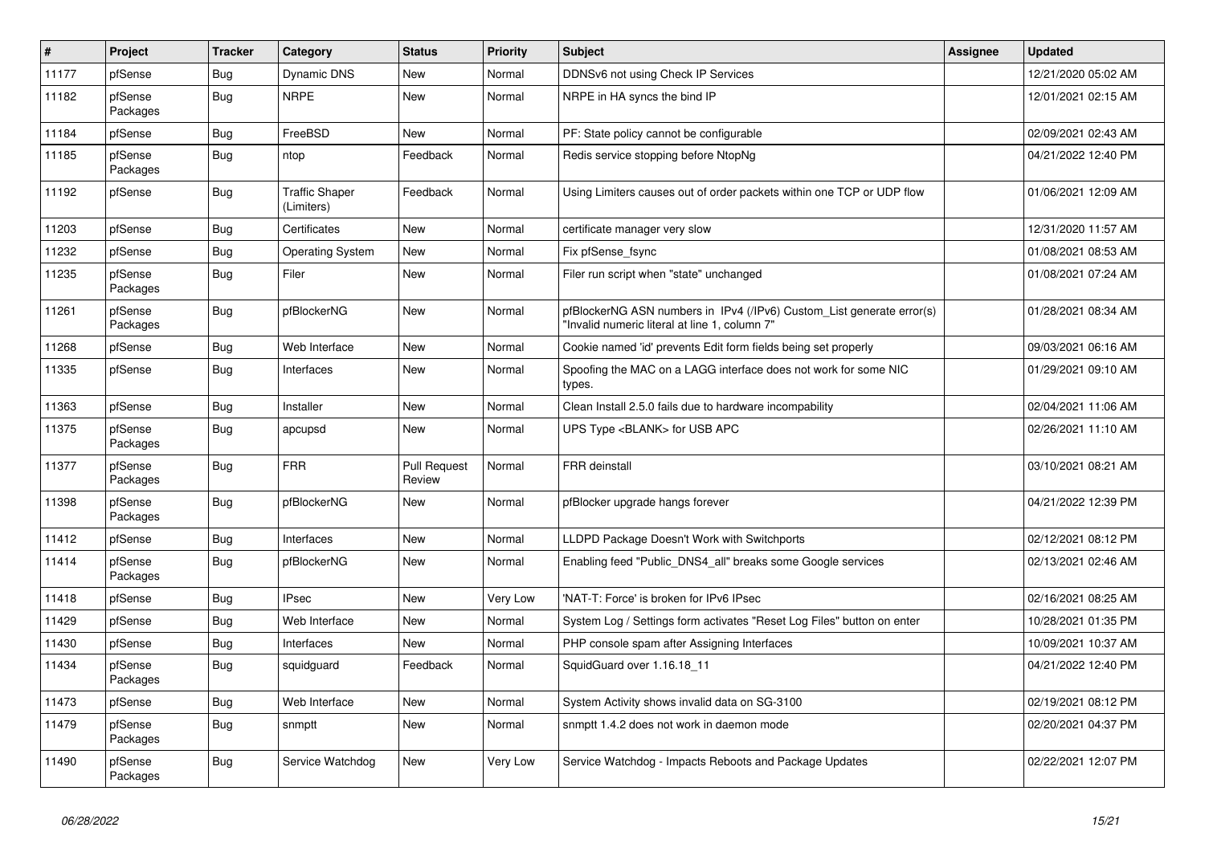| # | Project | Tracker | Category | Status | Priority | Subject | Assignee | Updated |
|---|---|---|---|---|---|---|---|---|
| 11177 | pfSense | Bug | Dynamic DNS | New | Normal | DDNSv6 not using Check IP Services | | 12/21/2020 05:02 AM |
| 11182 | pfSense Packages | Bug | NRPE | New | Normal | NRPE in HA syncs the bind IP | | 12/01/2021 02:15 AM |
| 11184 | pfSense | Bug | FreeBSD | New | Normal | PF: State policy cannot be configurable | | 02/09/2021 02:43 AM |
| 11185 | pfSense Packages | Bug | ntop | Feedback | Normal | Redis service stopping before NtopNg | | 04/21/2022 12:40 PM |
| 11192 | pfSense | Bug | Traffic Shaper (Limiters) | Feedback | Normal | Using Limiters causes out of order packets within one TCP or UDP flow | | 01/06/2021 12:09 AM |
| 11203 | pfSense | Bug | Certificates | New | Normal | certificate manager very slow | | 12/31/2020 11:57 AM |
| 11232 | pfSense | Bug | Operating System | New | Normal | Fix pfSense_fsync | | 01/08/2021 08:53 AM |
| 11235 | pfSense Packages | Bug | Filer | New | Normal | Filer run script when "state" unchanged | | 01/08/2021 07:24 AM |
| 11261 | pfSense Packages | Bug | pfBlockerNG | New | Normal | pfBlockerNG ASN numbers in IPv4 (/IPv6) Custom_List generate error(s) "Invalid numeric literal at line 1, column 7" | | 01/28/2021 08:34 AM |
| 11268 | pfSense | Bug | Web Interface | New | Normal | Cookie named 'id' prevents Edit form fields being set properly | | 09/03/2021 06:16 AM |
| 11335 | pfSense | Bug | Interfaces | New | Normal | Spoofing the MAC on a LAGG interface does not work for some NIC types. | | 01/29/2021 09:10 AM |
| 11363 | pfSense | Bug | Installer | New | Normal | Clean Install 2.5.0 fails due to hardware incompability | | 02/04/2021 11:06 AM |
| 11375 | pfSense Packages | Bug | apcupsd | New | Normal | UPS Type <BLANK> for USB APC | | 02/26/2021 11:10 AM |
| 11377 | pfSense Packages | Bug | FRR | Pull Request Review | Normal | FRR deinstall | | 03/10/2021 08:21 AM |
| 11398 | pfSense Packages | Bug | pfBlockerNG | New | Normal | pfBlocker upgrade hangs forever | | 04/21/2022 12:39 PM |
| 11412 | pfSense | Bug | Interfaces | New | Normal | LLDPD Package Doesn't Work with Switchports | | 02/12/2021 08:12 PM |
| 11414 | pfSense Packages | Bug | pfBlockerNG | New | Normal | Enabling feed "Public_DNS4_all" breaks some Google services | | 02/13/2021 02:46 AM |
| 11418 | pfSense | Bug | IPsec | New | Very Low | 'NAT-T: Force' is broken for IPv6 IPsec | | 02/16/2021 08:25 AM |
| 11429 | pfSense | Bug | Web Interface | New | Normal | System Log / Settings form activates "Reset Log Files" button on enter | | 10/28/2021 01:35 PM |
| 11430 | pfSense | Bug | Interfaces | New | Normal | PHP console spam after Assigning Interfaces | | 10/09/2021 10:37 AM |
| 11434 | pfSense Packages | Bug | squidguard | Feedback | Normal | SquidGuard over 1.16.18_11 | | 04/21/2022 12:40 PM |
| 11473 | pfSense | Bug | Web Interface | New | Normal | System Activity shows invalid data on SG-3100 | | 02/19/2021 08:12 PM |
| 11479 | pfSense Packages | Bug | snmptt | New | Normal | snmptt 1.4.2 does not work in daemon mode | | 02/20/2021 04:37 PM |
| 11490 | pfSense Packages | Bug | Service Watchdog | New | Very Low | Service Watchdog - Impacts Reboots and Package Updates | | 02/22/2021 12:07 PM |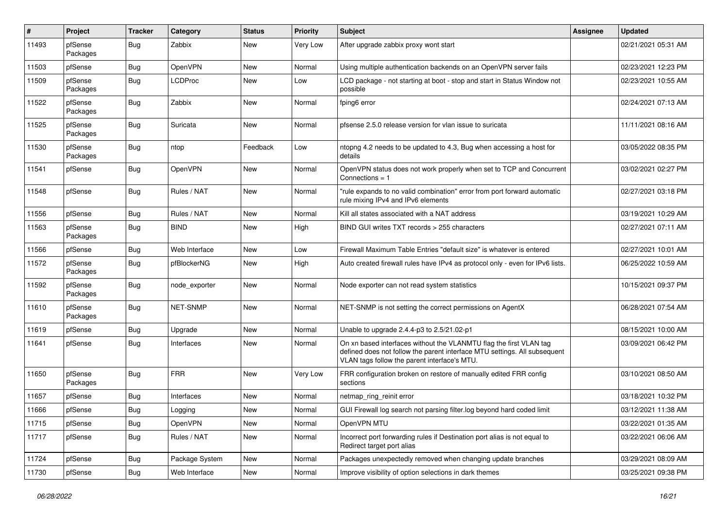| # | Project | Tracker | Category | Status | Priority | Subject | Assignee | Updated |
|---|---|---|---|---|---|---|---|---|
| 11493 | pfSense Packages | Bug | Zabbix | New | Very Low | After upgrade zabbix proxy wont start | | 02/21/2021 05:31 AM |
| 11503 | pfSense | Bug | OpenVPN | New | Normal | Using multiple authentication backends on an OpenVPN server fails | | 02/23/2021 12:23 PM |
| 11509 | pfSense Packages | Bug | LCDProc | New | Low | LCD package - not starting at boot - stop and start in Status Window not possible | | 02/23/2021 10:55 AM |
| 11522 | pfSense Packages | Bug | Zabbix | New | Normal | fping6 error | | 02/24/2021 07:13 AM |
| 11525 | pfSense Packages | Bug | Suricata | New | Normal | pfsense 2.5.0 release version for vlan issue to suricata | | 11/11/2021 08:16 AM |
| 11530 | pfSense Packages | Bug | ntop | Feedback | Low | ntopng 4.2 needs to be updated to 4.3, Bug when accessing a host for details | | 03/05/2022 08:35 PM |
| 11541 | pfSense | Bug | OpenVPN | New | Normal | OpenVPN status does not work properly when set to TCP and Concurrent Connections = 1 | | 03/02/2021 02:27 PM |
| 11548 | pfSense | Bug | Rules / NAT | New | Normal | "rule expands to no valid combination" error from port forward automatic rule mixing IPv4 and IPv6 elements | | 02/27/2021 03:18 PM |
| 11556 | pfSense | Bug | Rules / NAT | New | Normal | Kill all states associated with a NAT address | | 03/19/2021 10:29 AM |
| 11563 | pfSense Packages | Bug | BIND | New | High | BIND GUI writes TXT records > 255 characters | | 02/27/2021 07:11 AM |
| 11566 | pfSense | Bug | Web Interface | New | Low | Firewall Maximum Table Entries "default size" is whatever is entered | | 02/27/2021 10:01 AM |
| 11572 | pfSense Packages | Bug | pfBlockerNG | New | High | Auto created firewall rules have IPv4 as protocol only - even for IPv6 lists. | | 06/25/2022 10:59 AM |
| 11592 | pfSense Packages | Bug | node_exporter | New | Normal | Node exporter can not read system statistics | | 10/15/2021 09:37 PM |
| 11610 | pfSense Packages | Bug | NET-SNMP | New | Normal | NET-SNMP is not setting the correct permissions on AgentX | | 06/28/2021 07:54 AM |
| 11619 | pfSense | Bug | Upgrade | New | Normal | Unable to upgrade 2.4.4-p3 to 2.5/21.02-p1 | | 08/15/2021 10:00 AM |
| 11641 | pfSense | Bug | Interfaces | New | Normal | On xn based interfaces without the VLANMTU flag the first VLAN tag defined does not follow the parent interface MTU settings. All subsequent VLAN tags follow the parent interface's MTU. | | 03/09/2021 06:42 PM |
| 11650 | pfSense Packages | Bug | FRR | New | Very Low | FRR configuration broken on restore of manually edited FRR config sections | | 03/10/2021 08:50 AM |
| 11657 | pfSense | Bug | Interfaces | New | Normal | netmap_ring_reinit error | | 03/18/2021 10:32 PM |
| 11666 | pfSense | Bug | Logging | New | Normal | GUI Firewall log search not parsing filter.log beyond hard coded limit | | 03/12/2021 11:38 AM |
| 11715 | pfSense | Bug | OpenVPN | New | Normal | OpenVPN MTU | | 03/22/2021 01:35 AM |
| 11717 | pfSense | Bug | Rules / NAT | New | Normal | Incorrect port forwarding rules if Destination port alias is not equal to Redirect target port alias | | 03/22/2021 06:06 AM |
| 11724 | pfSense | Bug | Package System | New | Normal | Packages unexpectedly removed when changing update branches | | 03/29/2021 08:09 AM |
| 11730 | pfSense | Bug | Web Interface | New | Normal | Improve visibility of option selections in dark themes | | 03/25/2021 09:38 PM |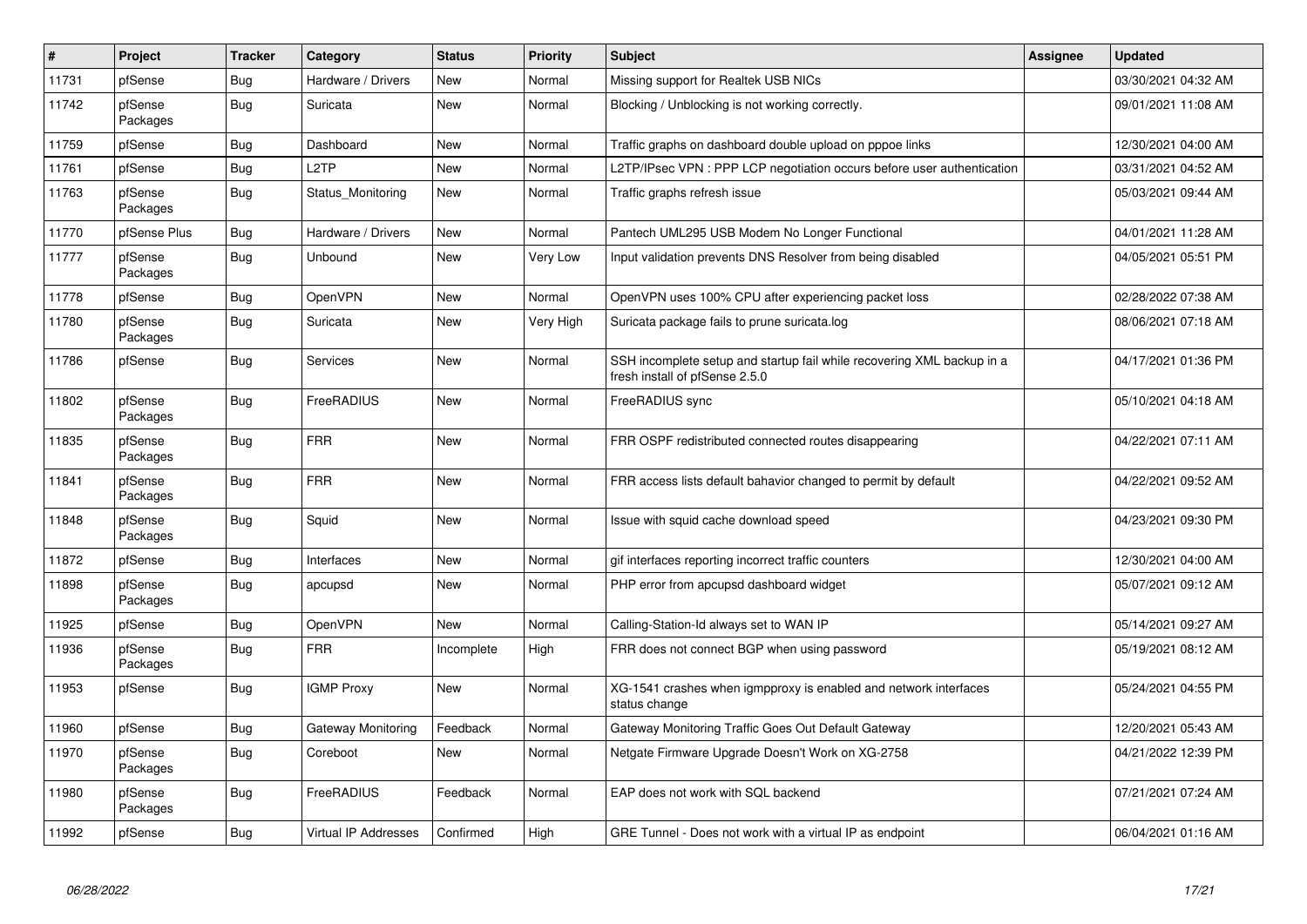| # | Project | Tracker | Category | Status | Priority | Subject | Assignee | Updated |
|---|---|---|---|---|---|---|---|---|
| 11731 | pfSense | Bug | Hardware / Drivers | New | Normal | Missing support for Realtek USB NICs | | 03/30/2021 04:32 AM |
| 11742 | pfSense Packages | Bug | Suricata | New | Normal | Blocking / Unblocking is not working correctly. | | 09/01/2021 11:08 AM |
| 11759 | pfSense | Bug | Dashboard | New | Normal | Traffic graphs on dashboard double upload on pppoe links | | 12/30/2021 04:00 AM |
| 11761 | pfSense | Bug | L2TP | New | Normal | L2TP/IPsec VPN : PPP LCP negotiation occurs before user authentication | | 03/31/2021 04:52 AM |
| 11763 | pfSense Packages | Bug | Status_Monitoring | New | Normal | Traffic graphs refresh issue | | 05/03/2021 09:44 AM |
| 11770 | pfSense Plus | Bug | Hardware / Drivers | New | Normal | Pantech UML295 USB Modem No Longer Functional | | 04/01/2021 11:28 AM |
| 11777 | pfSense Packages | Bug | Unbound | New | Very Low | Input validation prevents DNS Resolver from being disabled | | 04/05/2021 05:51 PM |
| 11778 | pfSense | Bug | OpenVPN | New | Normal | OpenVPN uses 100% CPU after experiencing packet loss | | 02/28/2022 07:38 AM |
| 11780 | pfSense Packages | Bug | Suricata | New | Very High | Suricata package fails to prune suricata.log | | 08/06/2021 07:18 AM |
| 11786 | pfSense | Bug | Services | New | Normal | SSH incomplete setup and startup fail while recovering XML backup in a fresh install of pfSense 2.5.0 | | 04/17/2021 01:36 PM |
| 11802 | pfSense Packages | Bug | FreeRADIUS | New | Normal | FreeRADIUS sync | | 05/10/2021 04:18 AM |
| 11835 | pfSense Packages | Bug | FRR | New | Normal | FRR OSPF redistributed connected routes disappearing | | 04/22/2021 07:11 AM |
| 11841 | pfSense Packages | Bug | FRR | New | Normal | FRR access lists default bahavior changed to permit by default | | 04/22/2021 09:52 AM |
| 11848 | pfSense Packages | Bug | Squid | New | Normal | Issue with squid cache download speed | | 04/23/2021 09:30 PM |
| 11872 | pfSense | Bug | Interfaces | New | Normal | gif interfaces reporting incorrect traffic counters | | 12/30/2021 04:00 AM |
| 11898 | pfSense Packages | Bug | apcupsd | New | Normal | PHP error from apcupsd dashboard widget | | 05/07/2021 09:12 AM |
| 11925 | pfSense | Bug | OpenVPN | New | Normal | Calling-Station-Id always set to WAN IP | | 05/14/2021 09:27 AM |
| 11936 | pfSense Packages | Bug | FRR | Incomplete | High | FRR does not connect BGP when using password | | 05/19/2021 08:12 AM |
| 11953 | pfSense | Bug | IGMP Proxy | New | Normal | XG-1541 crashes when igmpproxy is enabled and network interfaces status change | | 05/24/2021 04:55 PM |
| 11960 | pfSense | Bug | Gateway Monitoring | Feedback | Normal | Gateway Monitoring Traffic Goes Out Default Gateway | | 12/20/2021 05:43 AM |
| 11970 | pfSense Packages | Bug | Coreboot | New | Normal | Netgate Firmware Upgrade Doesn't Work on XG-2758 | | 04/21/2022 12:39 PM |
| 11980 | pfSense Packages | Bug | FreeRADIUS | Feedback | Normal | EAP does not work with SQL backend | | 07/21/2021 07:24 AM |
| 11992 | pfSense | Bug | Virtual IP Addresses | Confirmed | High | GRE Tunnel - Does not work with a virtual IP as endpoint | | 06/04/2021 01:16 AM |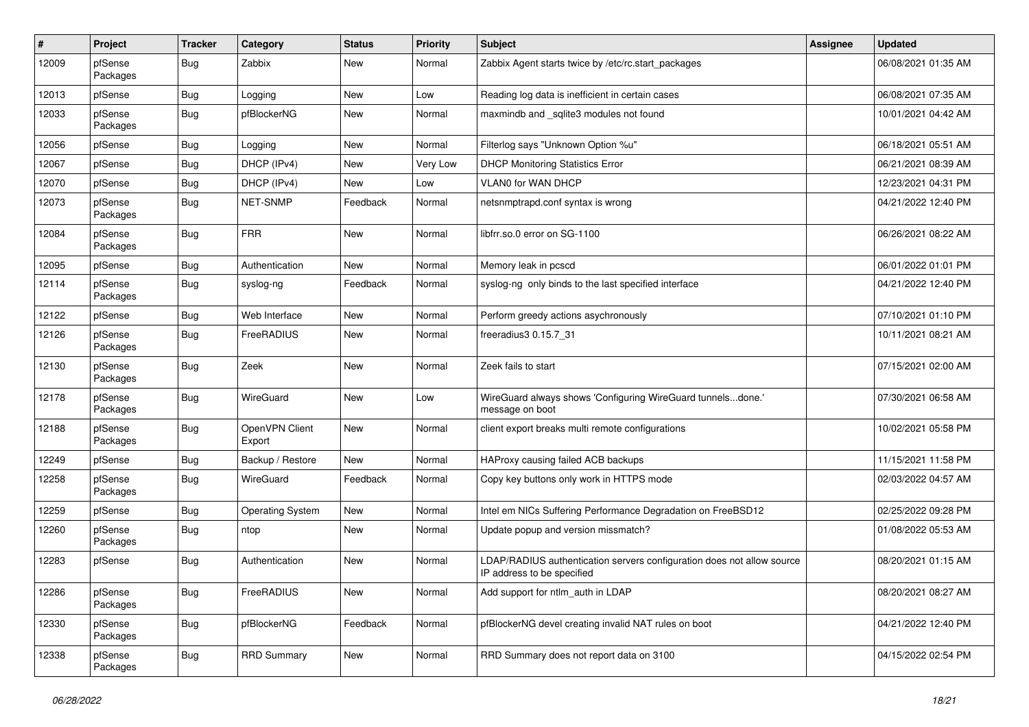| # | Project | Tracker | Category | Status | Priority | Subject | Assignee | Updated |
|---|---|---|---|---|---|---|---|---|
| 12009 | pfSense Packages | Bug | Zabbix | New | Normal | Zabbix Agent starts twice by /etc/rc.start_packages | | 06/08/2021 01:35 AM |
| 12013 | pfSense | Bug | Logging | New | Low | Reading log data is inefficient in certain cases | | 06/08/2021 07:35 AM |
| 12033 | pfSense Packages | Bug | pfBlockerNG | New | Normal | maxmindb and _sqlite3 modules not found | | 10/01/2021 04:42 AM |
| 12056 | pfSense | Bug | Logging | New | Normal | Filterlog says "Unknown Option %u" | | 06/18/2021 05:51 AM |
| 12067 | pfSense | Bug | DHCP (IPv4) | New | Very Low | DHCP Monitoring Statistics Error | | 06/21/2021 08:39 AM |
| 12070 | pfSense | Bug | DHCP (IPv4) | New | Low | VLAN0 for WAN DHCP | | 12/23/2021 04:31 PM |
| 12073 | pfSense Packages | Bug | NET-SNMP | Feedback | Normal | netsnmptrapd.conf syntax is wrong | | 04/21/2022 12:40 PM |
| 12084 | pfSense Packages | Bug | FRR | New | Normal | libfrr.so.0 error on SG-1100 | | 06/26/2021 08:22 AM |
| 12095 | pfSense | Bug | Authentication | New | Normal | Memory leak in pcscd | | 06/01/2022 01:01 PM |
| 12114 | pfSense Packages | Bug | syslog-ng | Feedback | Normal | syslog-ng only binds to the last specified interface | | 04/21/2022 12:40 PM |
| 12122 | pfSense | Bug | Web Interface | New | Normal | Perform greedy actions asychronously | | 07/10/2021 01:10 PM |
| 12126 | pfSense Packages | Bug | FreeRADIUS | New | Normal | freeradius3 0.15.7_31 | | 10/11/2021 08:21 AM |
| 12130 | pfSense Packages | Bug | Zeek | New | Normal | Zeek fails to start | | 07/15/2021 02:00 AM |
| 12178 | pfSense Packages | Bug | WireGuard | New | Low | WireGuard always shows 'Configuring WireGuard tunnels...done.' message on boot | | 07/30/2021 06:58 AM |
| 12188 | pfSense Packages | Bug | OpenVPN Client Export | New | Normal | client export breaks multi remote configurations | | 10/02/2021 05:58 PM |
| 12249 | pfSense | Bug | Backup / Restore | New | Normal | HAProxy causing failed ACB backups | | 11/15/2021 11:58 PM |
| 12258 | pfSense Packages | Bug | WireGuard | Feedback | Normal | Copy key buttons only work in HTTPS mode | | 02/03/2022 04:57 AM |
| 12259 | pfSense | Bug | Operating System | New | Normal | Intel em NICs Suffering Performance Degradation on FreeBSD12 | | 02/25/2022 09:28 PM |
| 12260 | pfSense Packages | Bug | ntop | New | Normal | Update popup and version missmatch? | | 01/08/2022 05:53 AM |
| 12283 | pfSense | Bug | Authentication | New | Normal | LDAP/RADIUS authentication servers configuration does not allow source IP address to be specified | | 08/20/2021 01:15 AM |
| 12286 | pfSense Packages | Bug | FreeRADIUS | New | Normal | Add support for ntlm_auth in LDAP | | 08/20/2021 08:27 AM |
| 12330 | pfSense Packages | Bug | pfBlockerNG | Feedback | Normal | pfBlockerNG devel creating invalid NAT rules on boot | | 04/21/2022 12:40 PM |
| 12338 | pfSense Packages | Bug | RRD Summary | New | Normal | RRD Summary does not report data on 3100 | | 04/15/2022 02:54 PM |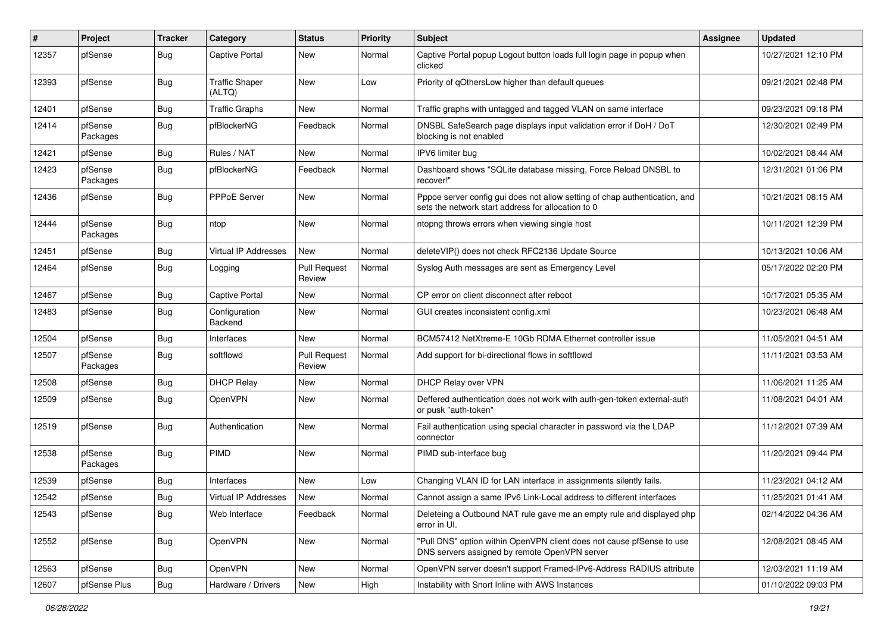| # | Project | Tracker | Category | Status | Priority | Subject | Assignee | Updated |
|---|---|---|---|---|---|---|---|---|
| 12357 | pfSense | Bug | Captive Portal | New | Normal | Captive Portal popup Logout button loads full login page in popup when clicked | | 10/27/2021 12:10 PM |
| 12393 | pfSense | Bug | Traffic Shaper (ALTQ) | New | Low | Priority of qOthersLow higher than default queues | | 09/21/2021 02:48 PM |
| 12401 | pfSense | Bug | Traffic Graphs | New | Normal | Traffic graphs with untagged and tagged VLAN on same interface | | 09/23/2021 09:18 PM |
| 12414 | pfSense Packages | Bug | pfBlockerNG | Feedback | Normal | DNSBL SafeSearch page displays input validation error if DoH / DoT blocking is not enabled | | 12/30/2021 02:49 PM |
| 12421 | pfSense | Bug | Rules / NAT | New | Normal | IPV6 limiter bug | | 10/02/2021 08:44 AM |
| 12423 | pfSense Packages | Bug | pfBlockerNG | Feedback | Normal | Dashboard shows "SQLite database missing, Force Reload DNSBL to recover!" | | 12/31/2021 01:06 PM |
| 12436 | pfSense | Bug | PPPoE Server | New | Normal | Pppoe server config gui does not allow setting of chap authentication, and sets the network start address for allocation to 0 | | 10/21/2021 08:15 AM |
| 12444 | pfSense Packages | Bug | ntop | New | Normal | ntopng throws errors when viewing single host | | 10/11/2021 12:39 PM |
| 12451 | pfSense | Bug | Virtual IP Addresses | New | Normal | deleteVIP() does not check RFC2136 Update Source | | 10/13/2021 10:06 AM |
| 12464 | pfSense | Bug | Logging | Pull Request Review | Normal | Syslog Auth messages are sent as Emergency Level | | 05/17/2022 02:20 PM |
| 12467 | pfSense | Bug | Captive Portal | New | Normal | CP error on client disconnect after reboot | | 10/17/2021 05:35 AM |
| 12483 | pfSense | Bug | Configuration Backend | New | Normal | GUI creates inconsistent config.xml | | 10/23/2021 06:48 AM |
| 12504 | pfSense | Bug | Interfaces | New | Normal | BCM57412 NetXtreme-E 10Gb RDMA Ethernet controller issue | | 11/05/2021 04:51 AM |
| 12507 | pfSense Packages | Bug | softflowd | Pull Request Review | Normal | Add support for bi-directional flows in softflowd | | 11/11/2021 03:53 AM |
| 12508 | pfSense | Bug | DHCP Relay | New | Normal | DHCP Relay over VPN | | 11/06/2021 11:25 AM |
| 12509 | pfSense | Bug | OpenVPN | New | Normal | Deffered authentication does not work with auth-gen-token external-auth or pusk "auth-token" | | 11/08/2021 04:01 AM |
| 12519 | pfSense | Bug | Authentication | New | Normal | Fail authentication using special character in password via the LDAP connector | | 11/12/2021 07:39 AM |
| 12538 | pfSense Packages | Bug | PIMD | New | Normal | PIMD sub-interface bug | | 11/20/2021 09:44 PM |
| 12539 | pfSense | Bug | Interfaces | New | Low | Changing VLAN ID for LAN interface in assignments silently fails. | | 11/23/2021 04:12 AM |
| 12542 | pfSense | Bug | Virtual IP Addresses | New | Normal | Cannot assign a same IPv6 Link-Local address to different interfaces | | 11/25/2021 01:41 AM |
| 12543 | pfSense | Bug | Web Interface | Feedback | Normal | Deleteing a Outbound NAT rule gave me an empty rule and displayed php error in UI. | | 02/14/2022 04:36 AM |
| 12552 | pfSense | Bug | OpenVPN | New | Normal | "Pull DNS" option within OpenVPN client does not cause pfSense to use DNS servers assigned by remote OpenVPN server | | 12/08/2021 08:45 AM |
| 12563 | pfSense | Bug | OpenVPN | New | Normal | OpenVPN server doesn't support Framed-IPv6-Address RADIUS attribute | | 12/03/2021 11:19 AM |
| 12607 | pfSense Plus | Bug | Hardware / Drivers | New | High | Instability with Snort Inline with AWS Instances | | 01/10/2022 09:03 PM |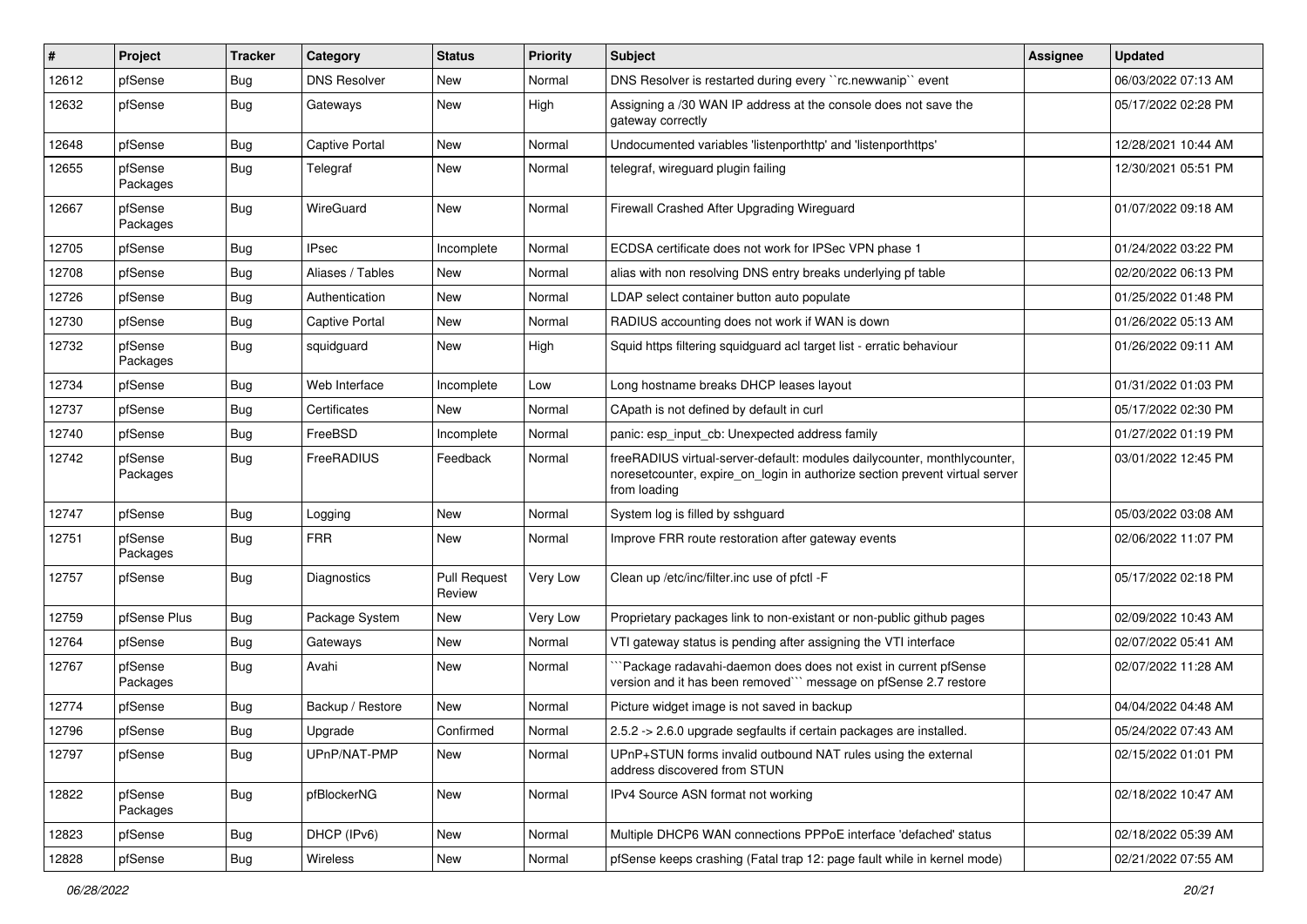| # | Project | Tracker | Category | Status | Priority | Subject | Assignee | Updated |
|---|---|---|---|---|---|---|---|---|
| 12612 | pfSense | Bug | DNS Resolver | New | Normal | DNS Resolver is restarted during every ``rc.newwanip`` event | | 06/03/2022 07:13 AM |
| 12632 | pfSense | Bug | Gateways | New | High | Assigning a /30 WAN IP address at the console does not save the gateway correctly | | 05/17/2022 02:28 PM |
| 12648 | pfSense | Bug | Captive Portal | New | Normal | Undocumented variables 'listenporthttp' and 'listenporthttps' | | 12/28/2021 10:44 AM |
| 12655 | pfSense Packages | Bug | Telegraf | New | Normal | telegraf, wireguard plugin failing | | 12/30/2021 05:51 PM |
| 12667 | pfSense Packages | Bug | WireGuard | New | Normal | Firewall Crashed After Upgrading Wireguard | | 01/07/2022 09:18 AM |
| 12705 | pfSense | Bug | IPsec | Incomplete | Normal | ECDSA certificate does not work for IPSec VPN phase 1 | | 01/24/2022 03:22 PM |
| 12708 | pfSense | Bug | Aliases / Tables | New | Normal | alias with non resolving DNS entry breaks underlying pf table | | 02/20/2022 06:13 PM |
| 12726 | pfSense | Bug | Authentication | New | Normal | LDAP select container button auto populate | | 01/25/2022 01:48 PM |
| 12730 | pfSense | Bug | Captive Portal | New | Normal | RADIUS accounting does not work if WAN is down | | 01/26/2022 05:13 AM |
| 12732 | pfSense Packages | Bug | squidguard | New | High | Squid https filtering squidguard acl target list - erratic behaviour | | 01/26/2022 09:11 AM |
| 12734 | pfSense | Bug | Web Interface | Incomplete | Low | Long hostname breaks DHCP leases layout | | 01/31/2022 01:03 PM |
| 12737 | pfSense | Bug | Certificates | New | Normal | CApath is not defined by default in curl | | 05/17/2022 02:30 PM |
| 12740 | pfSense | Bug | FreeBSD | Incomplete | Normal | panic: esp_input_cb: Unexpected address family | | 01/27/2022 01:19 PM |
| 12742 | pfSense Packages | Bug | FreeRADIUS | Feedback | Normal | freeRADIUS virtual-server-default: modules dailycounter, monthlycounter, noresetcounter, expire_on_login in authorize section prevent virtual server from loading | | 03/01/2022 12:45 PM |
| 12747 | pfSense | Bug | Logging | New | Normal | System log is filled by sshguard | | 05/03/2022 03:08 AM |
| 12751 | pfSense Packages | Bug | FRR | New | Normal | Improve FRR route restoration after gateway events | | 02/06/2022 11:07 PM |
| 12757 | pfSense | Bug | Diagnostics | Pull Request Review | Very Low | Clean up /etc/inc/filter.inc use of pfctl -F | | 05/17/2022 02:18 PM |
| 12759 | pfSense Plus | Bug | Package System | New | Very Low | Proprietary packages link to non-existant or non-public github pages | | 02/09/2022 10:43 AM |
| 12764 | pfSense | Bug | Gateways | New | Normal | VTI gateway status is pending after assigning the VTI interface | | 02/07/2022 05:41 AM |
| 12767 | pfSense Packages | Bug | Avahi | New | Normal | ```Package radavahi-daemon does does not exist in current pfSense version and it has been removed``` message on pfSense 2.7 restore | | 02/07/2022 11:28 AM |
| 12774 | pfSense | Bug | Backup / Restore | New | Normal | Picture widget image is not saved in backup | | 04/04/2022 04:48 AM |
| 12796 | pfSense | Bug | Upgrade | Confirmed | Normal | 2.5.2 -> 2.6.0 upgrade segfaults if certain packages are installed. | | 05/24/2022 07:43 AM |
| 12797 | pfSense | Bug | UPnP/NAT-PMP | New | Normal | UPnP+STUN forms invalid outbound NAT rules using the external address discovered from STUN | | 02/15/2022 01:01 PM |
| 12822 | pfSense Packages | Bug | pfBlockerNG | New | Normal | IPv4 Source ASN format not working | | 02/18/2022 10:47 AM |
| 12823 | pfSense | Bug | DHCP (IPv6) | New | Normal | Multiple DHCP6 WAN connections PPPoE interface 'defached' status | | 02/18/2022 05:39 AM |
| 12828 | pfSense | Bug | Wireless | New | Normal | pfSense keeps crashing (Fatal trap 12: page fault while in kernel mode) | | 02/21/2022 07:55 AM |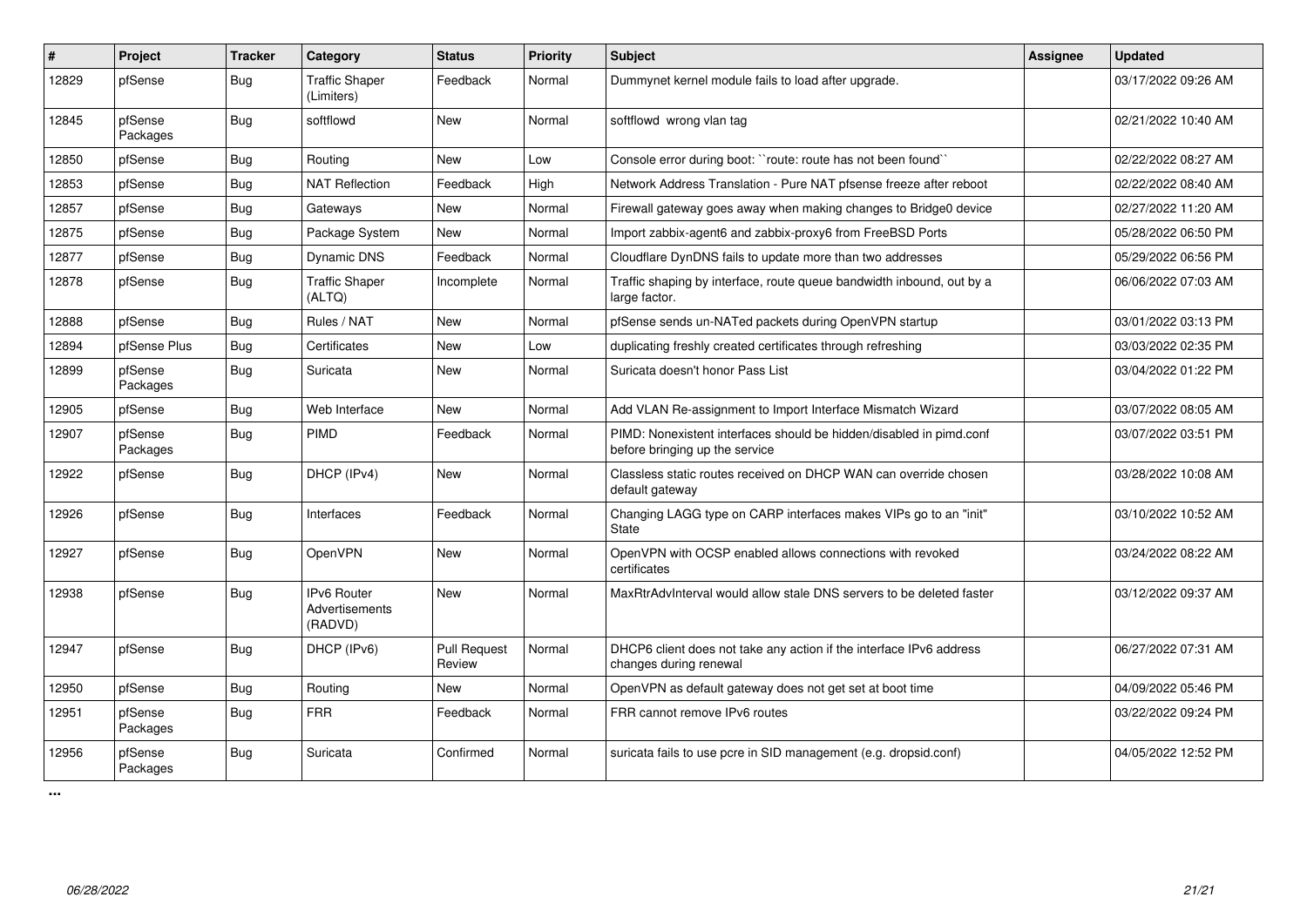| # | Project | Tracker | Category | Status | Priority | Subject | Assignee | Updated |
|---|---|---|---|---|---|---|---|---|
| 12829 | pfSense | Bug | Traffic Shaper (Limiters) | Feedback | Normal | Dummynet kernel module fails to load after upgrade. | | 03/17/2022 09:26 AM |
| 12845 | pfSense Packages | Bug | softflowd | New | Normal | softflowd wrong vlan tag | | 02/21/2022 10:40 AM |
| 12850 | pfSense | Bug | Routing | New | Low | Console error during boot: ``route: route has not been found`` | | 02/22/2022 08:27 AM |
| 12853 | pfSense | Bug | NAT Reflection | Feedback | High | Network Address Translation - Pure NAT pfsense freeze after reboot | | 02/22/2022 08:40 AM |
| 12857 | pfSense | Bug | Gateways | New | Normal | Firewall gateway goes away when making changes to Bridge0 device | | 02/27/2022 11:20 AM |
| 12875 | pfSense | Bug | Package System | New | Normal | Import zabbix-agent6 and zabbix-proxy6 from FreeBSD Ports | | 05/28/2022 06:50 PM |
| 12877 | pfSense | Bug | Dynamic DNS | Feedback | Normal | Cloudflare DynDNS fails to update more than two addresses | | 05/29/2022 06:56 PM |
| 12878 | pfSense | Bug | Traffic Shaper (ALTQ) | Incomplete | Normal | Traffic shaping by interface, route queue bandwidth inbound, out by a large factor. | | 06/06/2022 07:03 AM |
| 12888 | pfSense | Bug | Rules / NAT | New | Normal | pfSense sends un-NATed packets during OpenVPN startup | | 03/01/2022 03:13 PM |
| 12894 | pfSense Plus | Bug | Certificates | New | Low | duplicating freshly created certificates through refreshing | | 03/03/2022 02:35 PM |
| 12899 | pfSense Packages | Bug | Suricata | New | Normal | Suricata doesn't honor Pass List | | 03/04/2022 01:22 PM |
| 12905 | pfSense | Bug | Web Interface | New | Normal | Add VLAN Re-assignment to Import Interface Mismatch Wizard | | 03/07/2022 08:05 AM |
| 12907 | pfSense Packages | Bug | PIMD | Feedback | Normal | PIMD: Nonexistent interfaces should be hidden/disabled in pimd.conf before bringing up the service | | 03/07/2022 03:51 PM |
| 12922 | pfSense | Bug | DHCP (IPv4) | New | Normal | Classless static routes received on DHCP WAN can override chosen default gateway | | 03/28/2022 10:08 AM |
| 12926 | pfSense | Bug | Interfaces | Feedback | Normal | Changing LAGG type on CARP interfaces makes VIPs go to an "init" State | | 03/10/2022 10:52 AM |
| 12927 | pfSense | Bug | OpenVPN | New | Normal | OpenVPN with OCSP enabled allows connections with revoked certificates | | 03/24/2022 08:22 AM |
| 12938 | pfSense | Bug | IPv6 Router Advertisements (RADVD) | New | Normal | MaxRtrAdvInterval would allow stale DNS servers to be deleted faster | | 03/12/2022 09:37 AM |
| 12947 | pfSense | Bug | DHCP (IPv6) | Pull Request Review | Normal | DHCP6 client does not take any action if the interface IPv6 address changes during renewal | | 06/27/2022 07:31 AM |
| 12950 | pfSense | Bug | Routing | New | Normal | OpenVPN as default gateway does not get set at boot time | | 04/09/2022 05:46 PM |
| 12951 | pfSense Packages | Bug | FRR | Feedback | Normal | FRR cannot remove IPv6 routes | | 03/22/2022 09:24 PM |
| 12956 | pfSense Packages | Bug | Suricata | Confirmed | Normal | suricata fails to use pcre in SID management (e.g. dropsid.conf) | | 04/05/2022 12:52 PM |

...